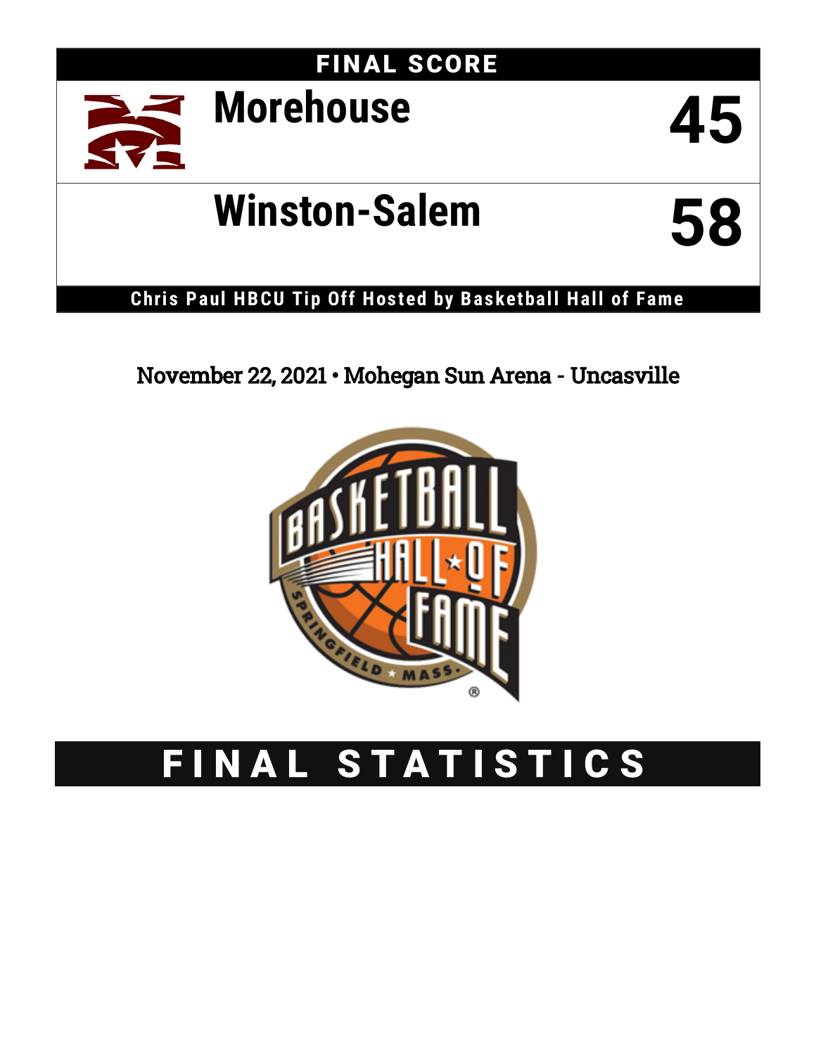## FINAL SCORE

| | |
|---|---|
| Morehouse | 45 |
| Winston-Salem | 58 |

**Chris Paul HBCU Tip Off Hosted by Basketball Hall of Fame**

November 22, 2021 • Mohegan Sun Arena - Uncasville

# FINAL STATISTICS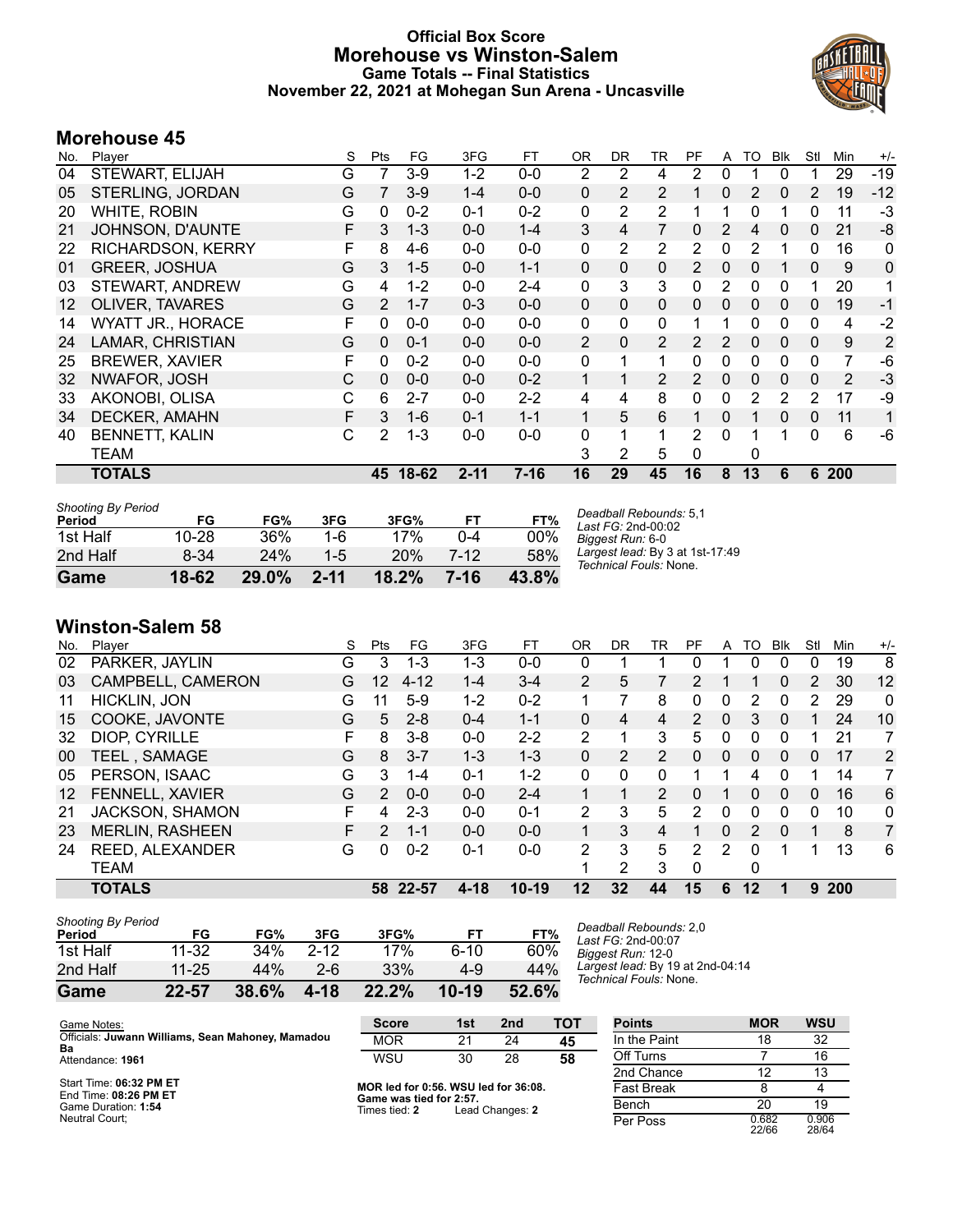# Official Box Score
# Morehouse vs Winston-Salem
### Game Totals -- Final Statistics
### November 22, 2021 at Mohegan Sun Arena - Uncasville

## Morehouse 45

| No. | Player | S | Pts | FG | 3FG | FT | OR | DR | TR | PF | A | TO | Blk | Stl | Min | +/- |
|---|---|---|---|---|---|---|---|---|---|---|---|---|---|---|---|---|
| 04 | STEWART, ELIJAH | G | 7 | 3-9 | 1-2 | 0-0 | 2 | 2 | 4 | 2 | 0 | 1 | 0 | 1 | 29 | -19 |
| 05 | STERLING, JORDAN | G | 7 | 3-9 | 1-4 | 0-0 | 0 | 2 | 2 | 1 | 0 | 2 | 0 | 2 | 19 | -12 |
| 20 | WHITE, ROBIN | G | 0 | 0-2 | 0-1 | 0-2 | 0 | 2 | 2 | 1 | 1 | 0 | 1 | 0 | 11 | -3 |
| 21 | JOHNSON, D'AUNTE | F | 3 | 1-3 | 0-0 | 1-4 | 3 | 4 | 7 | 0 | 2 | 4 | 0 | 0 | 21 | -8 |
| 22 | RICHARDSON, KERRY | F | 8 | 4-6 | 0-0 | 0-0 | 0 | 2 | 2 | 2 | 0 | 2 | 1 | 0 | 16 | 0 |
| 01 | GREER, JOSHUA | G | 3 | 1-5 | 0-0 | 1-1 | 0 | 0 | 0 | 2 | 0 | 0 | 1 | 0 | 9 | 0 |
| 03 | STEWART, ANDREW | G | 4 | 1-2 | 0-0 | 2-4 | 0 | 3 | 3 | 0 | 2 | 0 | 0 | 1 | 20 | 1 |
| 12 | OLIVER, TAVARES | G | 2 | 1-7 | 0-3 | 0-0 | 0 | 0 | 0 | 0 | 0 | 0 | 0 | 0 | 19 | -1 |
| 14 | WYATT JR., HORACE | F | 0 | 0-0 | 0-0 | 0-0 | 0 | 0 | 0 | 1 | 1 | 0 | 0 | 0 | 4 | -2 |
| 24 | LAMAR, CHRISTIAN | G | 0 | 0-1 | 0-0 | 0-0 | 2 | 0 | 2 | 2 | 2 | 0 | 0 | 0 | 9 | 2 |
| 25 | BREWER, XAVIER | F | 0 | 0-2 | 0-0 | 0-0 | 0 | 1 | 1 | 0 | 0 | 0 | 0 | 0 | 7 | -6 |
| 32 | NWAFOR, JOSH | C | 0 | 0-0 | 0-0 | 0-2 | 1 | 1 | 2 | 2 | 0 | 0 | 0 | 0 | 2 | -3 |
| 33 | AKONOBI, OLISA | C | 6 | 2-7 | 0-0 | 2-2 | 4 | 4 | 8 | 0 | 0 | 2 | 2 | 2 | 17 | -9 |
| 34 | DECKER, AMAHN | F | 3 | 1-6 | 0-1 | 1-1 | 1 | 5 | 6 | 1 | 0 | 1 | 0 | 0 | 11 | 1 |
| 40 | BENNETT, KALIN | C | 2 | 1-3 | 0-0 | 0-0 | 0 | 1 | 1 | 2 | 0 | 1 | 1 | 0 | 6 | -6 |
| | TEAM | | | | | | 3 | 2 | 5 | 0 | | 0 | | | | |
| | **TOTALS** | | **45** | **18-62** | **2-11** | **7-16** | **16** | **29** | **45** | **16** | **8** | **13** | **6** | **6** | **200** | |

*Shooting By Period*

| Period | FG | FG% | 3FG | 3FG% | FT | FT% |
|---|---|---|---|---|---|---|
| 1st Half | 10-28 | 36% | 1-6 | 17% | 0-4 | 00% |
| 2nd Half | 8-34 | 24% | 1-5 | 20% | 7-12 | 58% |
| **Game** | **18-62** | **29.0%** | **2-11** | **18.2%** | **7-16** | **43.8%** |

*Deadball Rebounds:* 5,1
*Last FG:* 2nd-00:02
*Biggest Run:* 6-0
*Largest lead:* By 3 at 1st-17:49
*Technical Fouls:* None.

## Winston-Salem 58

| No. | Player | S | Pts | FG | 3FG | FT | OR | DR | TR | PF | A | TO | Blk | Stl | Min | +/- |
|---|---|---|---|---|---|---|---|---|---|---|---|---|---|---|---|---|
| 02 | PARKER, JAYLIN | G | 3 | 1-3 | 1-3 | 0-0 | 0 | 1 | 1 | 0 | 1 | 0 | 0 | 0 | 19 | 8 |
| 03 | CAMPBELL, CAMERON | G | 12 | 4-12 | 1-4 | 3-4 | 2 | 5 | 7 | 2 | 1 | 1 | 0 | 2 | 30 | 12 |
| 11 | HICKLIN, JON | G | 11 | 5-9 | 1-2 | 0-2 | 1 | 7 | 8 | 0 | 0 | 2 | 0 | 2 | 29 | 0 |
| 15 | COOKE, JAVONTE | G | 5 | 2-8 | 0-4 | 1-1 | 0 | 4 | 4 | 2 | 0 | 3 | 0 | 1 | 24 | 10 |
| 32 | DIOP, CYRILLE | F | 8 | 3-8 | 0-0 | 2-2 | 2 | 1 | 3 | 5 | 0 | 0 | 0 | 1 | 21 | 7 |
| 00 | TEEL , SAMAGE | G | 8 | 3-7 | 1-3 | 1-3 | 0 | 2 | 2 | 0 | 0 | 0 | 0 | 0 | 17 | 2 |
| 05 | PERSON, ISAAC | G | 3 | 1-4 | 0-1 | 1-2 | 0 | 0 | 0 | 1 | 1 | 4 | 0 | 1 | 14 | 7 |
| 12 | FENNELL, XAVIER | G | 2 | 0-0 | 0-0 | 2-4 | 1 | 1 | 2 | 0 | 1 | 0 | 0 | 0 | 16 | 6 |
| 21 | JACKSON, SHAMON | F | 4 | 2-3 | 0-0 | 0-1 | 2 | 3 | 5 | 2 | 0 | 0 | 0 | 0 | 10 | 0 |
| 23 | MERLIN, RASHEEN | F | 2 | 1-1 | 0-0 | 0-0 | 1 | 3 | 4 | 1 | 0 | 2 | 0 | 1 | 8 | 7 |
| 24 | REED, ALEXANDER | G | 0 | 0-2 | 0-1 | 0-0 | 2 | 3 | 5 | 2 | 2 | 0 | 1 | 1 | 13 | 6 |
| | TEAM | | | | | | 1 | 2 | 3 | 0 | | 0 | | | | |
| | **TOTALS** | | **58** | **22-57** | **4-18** | **10-19** | **12** | **32** | **44** | **15** | **6** | **12** | **1** | **9** | **200** | |

*Shooting By Period*

| Period | FG | FG% | 3FG | 3FG% | FT | FT% |
|---|---|---|---|---|---|---|
| 1st Half | 11-32 | 34% | 2-12 | 17% | 6-10 | 60% |
| 2nd Half | 11-25 | 44% | 2-6 | 33% | 4-9 | 44% |
| **Game** | **22-57** | **38.6%** | **4-18** | **22.2%** | **10-19** | **52.6%** |

*Deadball Rebounds:* 2,0
*Last FG:* 2nd-00:07
*Biggest Run:* 12-0
*Largest lead:* By 19 at 2nd-04:14
*Technical Fouls:* None.

Game Notes:
Officials: **Juwann Williams, Sean Mahoney, Mamadou Ba**
Attendance: **1961**

Start Time: **06:32 PM ET**
End Time: **08:26 PM ET**
Game Duration: **1:54**
Neutral Court;

| Score | 1st | 2nd | TOT |
|---|---|---|---|
| MOR | 21 | 24 | **45** |
| WSU | 30 | 28 | **58** |

**MOR led for 0:56. WSU led for 36:08.**
**Game was tied for 2:57.**
Times tied: **2** Lead Changes: **2**

| Points | MOR | WSU |
|---|---|---|
| In the Paint | 18 | 32 |
| Off Turns | 7 | 16 |
| 2nd Chance | 12 | 13 |
| Fast Break | 8 | 4 |
| Bench | 20 | 19 |
| Per Poss | 0.682 22/66 | 0.906 28/64 |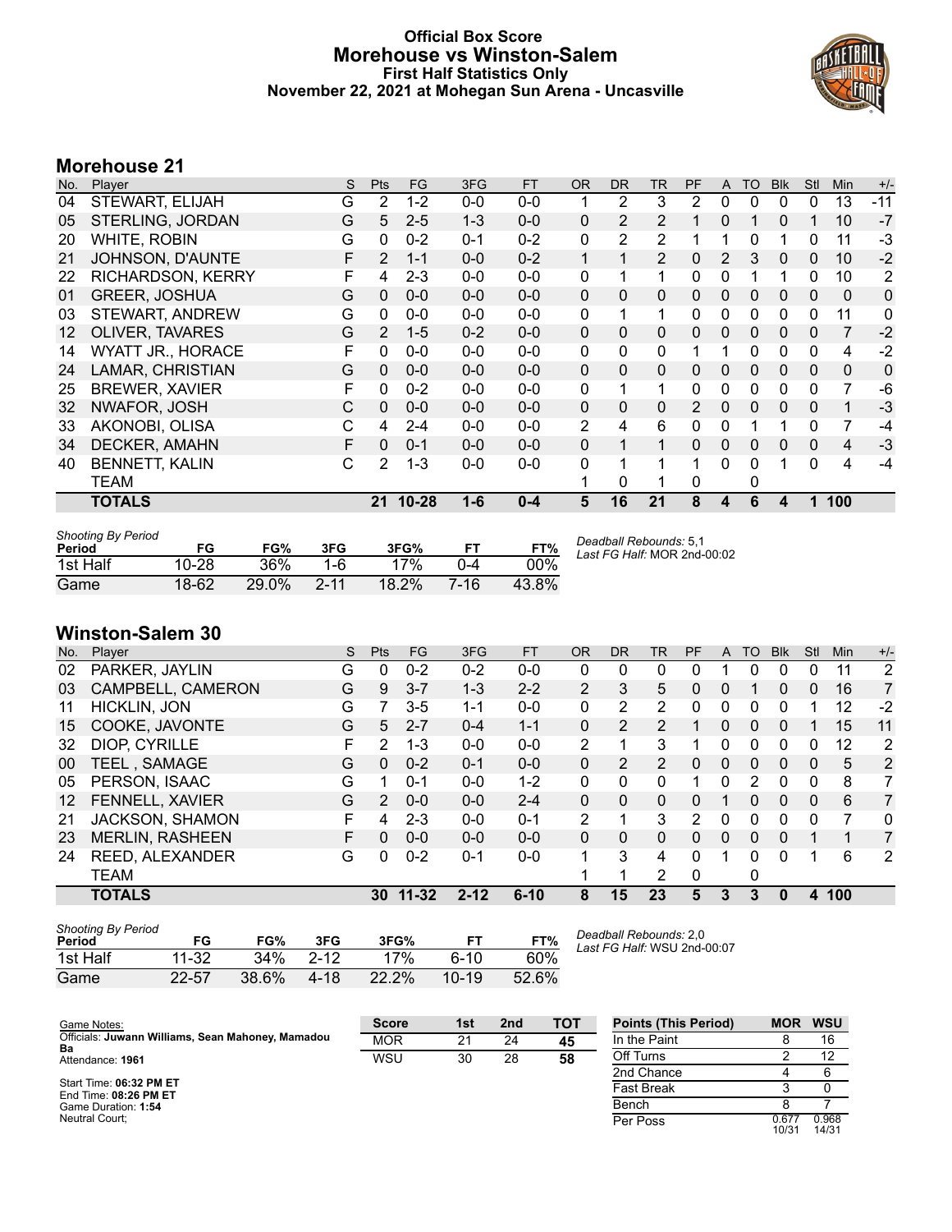# Official Box Score
# Morehouse vs Winston-Salem
## First Half Statistics Only
### November 22, 2021 at Mohegan Sun Arena - Uncasville

## Morehouse 21

| No. | Player | S | Pts | FG | 3FG | FT | OR | DR | TR | PF | A | TO | Blk | Stl | Min | +/- |
|---|---|---|---|---|---|---|---|---|---|---|---|---|---|---|---|---|
| 04 | STEWART, ELIJAH | G | 2 | 1-2 | 0-0 | 0-0 | 1 | 2 | 3 | 2 | 0 | 0 | 0 | 0 | 13 | -11 |
| 05 | STERLING, JORDAN | G | 5 | 2-5 | 1-3 | 0-0 | 0 | 2 | 2 | 1 | 0 | 1 | 0 | 1 | 10 | -7 |
| 20 | WHITE, ROBIN | G | 0 | 0-2 | 0-1 | 0-2 | 0 | 2 | 2 | 1 | 1 | 0 | 1 | 0 | 11 | -3 |
| 21 | JOHNSON, D'AUNTE | F | 2 | 1-1 | 0-0 | 0-2 | 1 | 1 | 2 | 0 | 2 | 3 | 0 | 0 | 10 | -2 |
| 22 | RICHARDSON, KERRY | F | 4 | 2-3 | 0-0 | 0-0 | 0 | 1 | 1 | 0 | 0 | 1 | 1 | 0 | 10 | 2 |
| 01 | GREER, JOSHUA | G | 0 | 0-0 | 0-0 | 0-0 | 0 | 0 | 0 | 0 | 0 | 0 | 0 | 0 | 0 | 0 |
| 03 | STEWART, ANDREW | G | 0 | 0-0 | 0-0 | 0-0 | 0 | 1 | 1 | 0 | 0 | 0 | 0 | 0 | 11 | 0 |
| 12 | OLIVER, TAVARES | G | 2 | 1-5 | 0-2 | 0-0 | 0 | 0 | 0 | 0 | 0 | 0 | 0 | 0 | 7 | -2 |
| 14 | WYATT JR., HORACE | F | 0 | 0-0 | 0-0 | 0-0 | 0 | 0 | 0 | 1 | 1 | 0 | 0 | 0 | 4 | -2 |
| 24 | LAMAR, CHRISTIAN | G | 0 | 0-0 | 0-0 | 0-0 | 0 | 0 | 0 | 0 | 0 | 0 | 0 | 0 | 0 | 0 |
| 25 | BREWER, XAVIER | F | 0 | 0-2 | 0-0 | 0-0 | 0 | 1 | 1 | 0 | 0 | 0 | 0 | 0 | 7 | -6 |
| 32 | NWAFOR, JOSH | C | 0 | 0-0 | 0-0 | 0-0 | 0 | 0 | 0 | 2 | 0 | 0 | 0 | 0 | 1 | -3 |
| 33 | AKONOBI, OLISA | C | 4 | 2-4 | 0-0 | 0-0 | 2 | 4 | 6 | 0 | 0 | 1 | 1 | 0 | 7 | -4 |
| 34 | DECKER, AMAHN | F | 0 | 0-1 | 0-0 | 0-0 | 0 | 1 | 1 | 0 | 0 | 0 | 0 | 0 | 4 | -3 |
| 40 | BENNETT, KALIN | C | 2 | 1-3 | 0-0 | 0-0 | 0 | 1 | 1 | 1 | 0 | 0 | 1 | 0 | 4 | -4 |
| | TEAM | | | | | | 1 | 0 | 1 | 0 | | 0 | | | | |
| | **TOTALS** | | **21** | **10-28** | **1-6** | **0-4** | **5** | **16** | **21** | **8** | **4** | **6** | **4** | **1** | **100** | |

*Shooting By Period*

| Period | FG | FG% | 3FG | 3FG% | FT | FT% |
|---|---|---|---|---|---|---|
| 1st Half | 10-28 | 36% | 1-6 | 17% | 0-4 | 00% |
| Game | 18-62 | 29.0% | 2-11 | 18.2% | 7-16 | 43.8% |

*Deadball Rebounds:* 5,1
*Last FG Half:* MOR 2nd-00:02

## Winston-Salem 30

| No. | Player | S | Pts | FG | 3FG | FT | OR | DR | TR | PF | A | TO | Blk | Stl | Min | +/- |
|---|---|---|---|---|---|---|---|---|---|---|---|---|---|---|---|---|
| 02 | PARKER, JAYLIN | G | 0 | 0-2 | 0-2 | 0-0 | 0 | 0 | 0 | 0 | 1 | 0 | 0 | 0 | 11 | 2 |
| 03 | CAMPBELL, CAMERON | G | 9 | 3-7 | 1-3 | 2-2 | 2 | 3 | 5 | 0 | 0 | 1 | 0 | 0 | 16 | 7 |
| 11 | HICKLIN, JON | G | 7 | 3-5 | 1-1 | 0-0 | 0 | 2 | 2 | 0 | 0 | 0 | 0 | 1 | 12 | -2 |
| 15 | COOKE, JAVONTE | G | 5 | 2-7 | 0-4 | 1-1 | 0 | 2 | 2 | 1 | 0 | 0 | 0 | 1 | 15 | 11 |
| 32 | DIOP, CYRILLE | F | 2 | 1-3 | 0-0 | 0-0 | 2 | 1 | 3 | 1 | 0 | 0 | 0 | 0 | 12 | 2 |
| 00 | TEEL , SAMAGE | G | 0 | 0-2 | 0-1 | 0-0 | 0 | 2 | 2 | 0 | 0 | 0 | 0 | 0 | 5 | 2 |
| 05 | PERSON, ISAAC | G | 1 | 0-1 | 0-0 | 1-2 | 0 | 0 | 0 | 1 | 0 | 2 | 0 | 0 | 8 | 7 |
| 12 | FENNELL, XAVIER | G | 2 | 0-0 | 0-0 | 2-4 | 0 | 0 | 0 | 0 | 1 | 0 | 0 | 0 | 6 | 7 |
| 21 | JACKSON, SHAMON | F | 4 | 2-3 | 0-0 | 0-1 | 2 | 1 | 3 | 2 | 0 | 0 | 0 | 0 | 7 | 0 |
| 23 | MERLIN, RASHEEN | F | 0 | 0-0 | 0-0 | 0-0 | 0 | 0 | 0 | 0 | 0 | 0 | 0 | 1 | 1 | 7 |
| 24 | REED, ALEXANDER | G | 0 | 0-2 | 0-1 | 0-0 | 1 | 3 | 4 | 0 | 1 | 0 | 0 | 1 | 6 | 2 |
| | TEAM | | | | | | 1 | 1 | 2 | 0 | | 0 | | | | |
| | **TOTALS** | | **30** | **11-32** | **2-12** | **6-10** | **8** | **15** | **23** | **5** | **3** | **3** | **0** | **4** | **100** | |

*Shooting By Period*

| Period | FG | FG% | 3FG | 3FG% | FT | FT% |
|---|---|---|---|---|---|---|
| 1st Half | 11-32 | 34% | 2-12 | 17% | 6-10 | 60% |
| Game | 22-57 | 38.6% | 4-18 | 22.2% | 10-19 | 52.6% |

*Deadball Rebounds:* 2,0
*Last FG Half:* WSU 2nd-00:07

Game Notes:
Officials: **Juwann Williams, Sean Mahoney, Mamadou Ba**
Attendance: **1961**

Start Time: **06:32 PM ET**
End Time: **08:26 PM ET**
Game Duration: **1:54**
Neutral Court;

| Score | 1st | 2nd | TOT |
|---|---|---|---|
| MOR | 21 | 24 | **45** |
| WSU | 30 | 28 | **58** |

| Points (This Period) | MOR | WSU |
|---|---|---|
| In the Paint | 8 | 16 |
| Off Turns | 2 | 12 |
| 2nd Chance | 4 | 6 |
| Fast Break | 3 | 0 |
| Bench | 8 | 7 |
| Per Poss | 0.677 10/31 | 0.968 14/31 |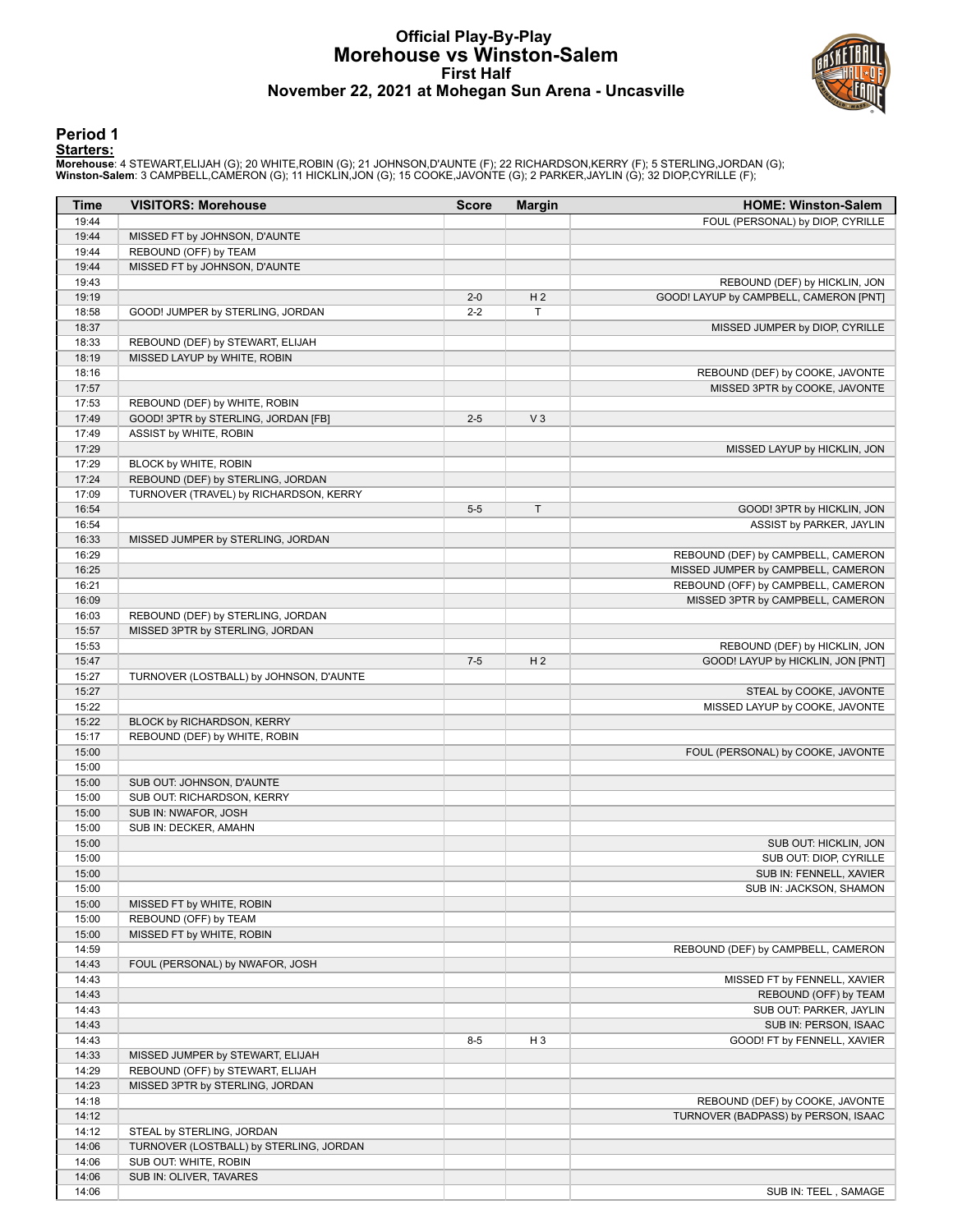# Official Play-By-Play
## Morehouse vs Winston-Salem
### First Half
### November 22, 2021 at Mohegan Sun Arena - Uncasville

## Period 1

**Starters:**

**Morehouse**: 4 STEWART,ELIJAH (G); 20 WHITE,ROBIN (G); 21 JOHNSON,D'AUNTE (F); 22 RICHARDSON,KERRY (F); 5 STERLING,JORDAN (G);
**Winston-Salem**: 3 CAMPBELL,CAMERON (G); 11 HICKLIN,JON (G); 15 COOKE,JAVONTE (G); 2 PARKER,JAYLIN (G); 32 DIOP,CYRILLE (F);

| Time | VISITORS: Morehouse | Score | Margin | HOME: Winston-Salem |
|---|---|---|---|---|
| 19:44 | | | | FOUL (PERSONAL) by DIOP, CYRILLE |
| 19:44 | MISSED FT by JOHNSON, D'AUNTE | | | |
| 19:44 | REBOUND (OFF) by TEAM | | | |
| 19:44 | MISSED FT by JOHNSON, D'AUNTE | | | |
| 19:43 | | | | REBOUND (DEF) by HICKLIN, JON |
| 19:19 | | 2-0 | H 2 | GOOD! LAYUP by CAMPBELL, CAMERON [PNT] |
| 18:58 | GOOD! JUMPER by STERLING, JORDAN | 2-2 | T | |
| 18:37 | | | | MISSED JUMPER by DIOP, CYRILLE |
| 18:33 | REBOUND (DEF) by STEWART, ELIJAH | | | |
| 18:19 | MISSED LAYUP by WHITE, ROBIN | | | |
| 18:16 | | | | REBOUND (DEF) by COOKE, JAVONTE |
| 17:57 | | | | MISSED 3PTR by COOKE, JAVONTE |
| 17:53 | REBOUND (DEF) by WHITE, ROBIN | | | |
| 17:49 | GOOD! 3PTR by STERLING, JORDAN [FB] | 2-5 | V 3 | |
| 17:49 | ASSIST by WHITE, ROBIN | | | |
| 17:29 | | | | MISSED LAYUP by HICKLIN, JON |
| 17:29 | BLOCK by WHITE, ROBIN | | | |
| 17:24 | REBOUND (DEF) by STERLING, JORDAN | | | |
| 17:09 | TURNOVER (TRAVEL) by RICHARDSON, KERRY | | | |
| 16:54 | | 5-5 | T | GOOD! 3PTR by HICKLIN, JON |
| 16:54 | | | | ASSIST by PARKER, JAYLIN |
| 16:33 | MISSED JUMPER by STERLING, JORDAN | | | |
| 16:29 | | | | REBOUND (DEF) by CAMPBELL, CAMERON |
| 16:25 | | | | MISSED JUMPER by CAMPBELL, CAMERON |
| 16:21 | | | | REBOUND (OFF) by CAMPBELL, CAMERON |
| 16:09 | | | | MISSED 3PTR by CAMPBELL, CAMERON |
| 16:03 | REBOUND (DEF) by STERLING, JORDAN | | | |
| 15:57 | MISSED 3PTR by STERLING, JORDAN | | | |
| 15:53 | | | | REBOUND (DEF) by HICKLIN, JON |
| 15:47 | | 7-5 | H 2 | GOOD! LAYUP by HICKLIN, JON [PNT] |
| 15:27 | TURNOVER (LOSTBALL) by JOHNSON, D'AUNTE | | | |
| 15:27 | | | | STEAL by COOKE, JAVONTE |
| 15:22 | | | | MISSED LAYUP by COOKE, JAVONTE |
| 15:22 | BLOCK by RICHARDSON, KERRY | | | |
| 15:17 | REBOUND (DEF) by WHITE, ROBIN | | | |
| 15:00 | | | | FOUL (PERSONAL) by COOKE, JAVONTE |
| 15:00 | | | | |
| 15:00 | SUB OUT: JOHNSON, D'AUNTE | | | |
| 15:00 | SUB OUT: RICHARDSON, KERRY | | | |
| 15:00 | SUB IN: NWAFOR, JOSH | | | |
| 15:00 | SUB IN: DECKER, AMAHN | | | |
| 15:00 | | | | SUB OUT: HICKLIN, JON |
| 15:00 | | | | SUB OUT: DIOP, CYRILLE |
| 15:00 | | | | SUB IN: FENNELL, XAVIER |
| 15:00 | | | | SUB IN: JACKSON, SHAMON |
| 15:00 | MISSED FT by WHITE, ROBIN | | | |
| 15:00 | REBOUND (OFF) by TEAM | | | |
| 15:00 | MISSED FT by WHITE, ROBIN | | | |
| 14:59 | | | | REBOUND (DEF) by CAMPBELL, CAMERON |
| 14:43 | FOUL (PERSONAL) by NWAFOR, JOSH | | | |
| 14:43 | | | | MISSED FT by FENNELL, XAVIER |
| 14:43 | | | | REBOUND (OFF) by TEAM |
| 14:43 | | | | SUB OUT: PARKER, JAYLIN |
| 14:43 | | | | SUB IN: PERSON, ISAAC |
| 14:43 | | 8-5 | H 3 | GOOD! FT by FENNELL, XAVIER |
| 14:33 | MISSED JUMPER by STEWART, ELIJAH | | | |
| 14:29 | REBOUND (OFF) by STEWART, ELIJAH | | | |
| 14:23 | MISSED 3PTR by STERLING, JORDAN | | | |
| 14:18 | | | | REBOUND (DEF) by COOKE, JAVONTE |
| 14:12 | | | | TURNOVER (BADPASS) by PERSON, ISAAC |
| 14:12 | STEAL by STERLING, JORDAN | | | |
| 14:06 | TURNOVER (LOSTBALL) by STERLING, JORDAN | | | |
| 14:06 | SUB OUT: WHITE, ROBIN | | | |
| 14:06 | SUB IN: OLIVER, TAVARES | | | |
| 14:06 | | | | SUB IN: TEEL , SAMAGE |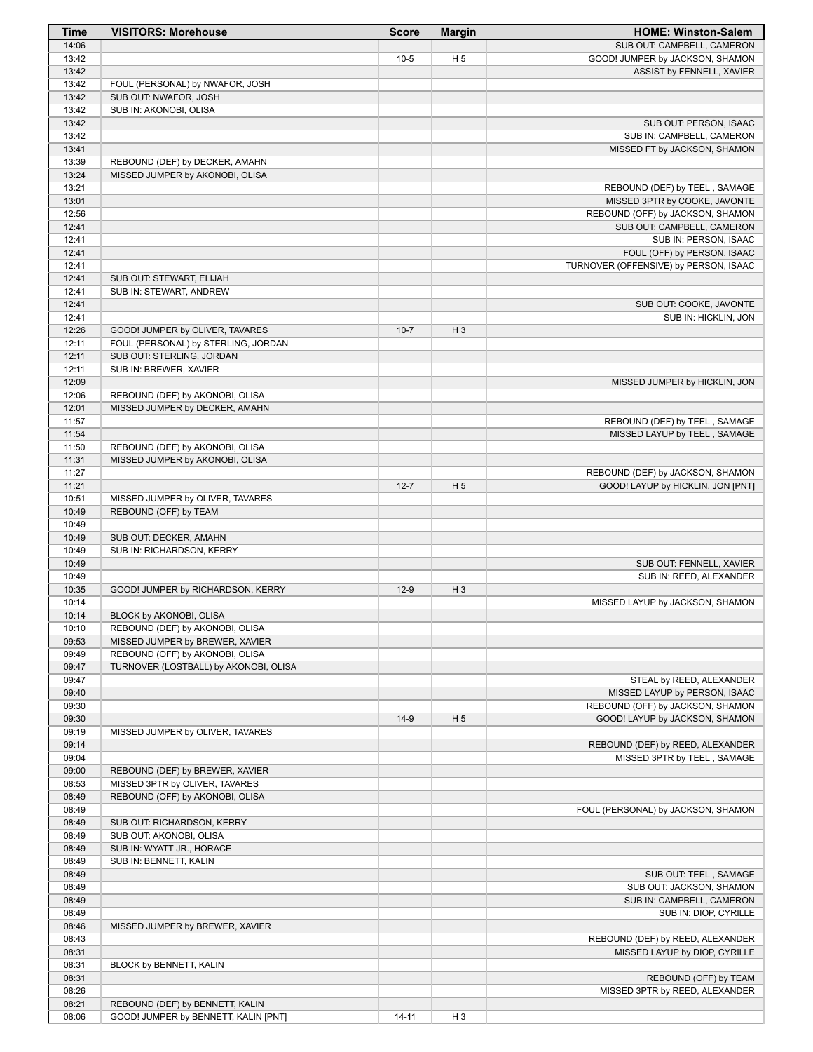| Time | VISITORS: Morehouse | Score | Margin | HOME: Winston-Salem |
|---|---|---|---|---|
| 14:06 | | | | SUB OUT: CAMPBELL, CAMERON |
| 13:42 | | 10-5 | H 5 | GOOD! JUMPER by JACKSON, SHAMON |
| 13:42 | | | | ASSIST by FENNELL, XAVIER |
| 13:42 | FOUL (PERSONAL) by NWAFOR, JOSH | | | |
| 13:42 | SUB OUT: NWAFOR, JOSH | | | |
| 13:42 | SUB IN: AKONOBI, OLISA | | | |
| 13:42 | | | | SUB OUT: PERSON, ISAAC |
| 13:42 | | | | SUB IN: CAMPBELL, CAMERON |
| 13:41 | | | | MISSED FT by JACKSON, SHAMON |
| 13:39 | REBOUND (DEF) by DECKER, AMAHN | | | |
| 13:24 | MISSED JUMPER by AKONOBI, OLISA | | | |
| 13:21 | | | | REBOUND (DEF) by TEEL , SAMAGE |
| 13:01 | | | | MISSED 3PTR by COOKE, JAVONTE |
| 12:56 | | | | REBOUND (OFF) by JACKSON, SHAMON |
| 12:41 | | | | SUB OUT: CAMPBELL, CAMERON |
| 12:41 | | | | SUB IN: PERSON, ISAAC |
| 12:41 | | | | FOUL (OFF) by PERSON, ISAAC |
| 12:41 | | | | TURNOVER (OFFENSIVE) by PERSON, ISAAC |
| 12:41 | SUB OUT: STEWART, ELIJAH | | | |
| 12:41 | SUB IN: STEWART, ANDREW | | | |
| 12:41 | | | | SUB OUT: COOKE, JAVONTE |
| 12:41 | | | | SUB IN: HICKLIN, JON |
| 12:26 | GOOD! JUMPER by OLIVER, TAVARES | 10-7 | H 3 | |
| 12:11 | FOUL (PERSONAL) by STERLING, JORDAN | | | |
| 12:11 | SUB OUT: STERLING, JORDAN | | | |
| 12:11 | SUB IN: BREWER, XAVIER | | | |
| 12:09 | | | | MISSED JUMPER by HICKLIN, JON |
| 12:06 | REBOUND (DEF) by AKONOBI, OLISA | | | |
| 12:01 | MISSED JUMPER by DECKER, AMAHN | | | |
| 11:57 | | | | REBOUND (DEF) by TEEL , SAMAGE |
| 11:54 | | | | MISSED LAYUP by TEEL , SAMAGE |
| 11:50 | REBOUND (DEF) by AKONOBI, OLISA | | | |
| 11:31 | MISSED JUMPER by AKONOBI, OLISA | | | |
| 11:27 | | | | REBOUND (DEF) by JACKSON, SHAMON |
| 11:21 | | 12-7 | H 5 | GOOD! LAYUP by HICKLIN, JON [PNT] |
| 10:51 | MISSED JUMPER by OLIVER, TAVARES | | | |
| 10:49 | REBOUND (OFF) by TEAM | | | |
| 10:49 | | | | |
| 10:49 | SUB OUT: DECKER, AMAHN | | | |
| 10:49 | SUB IN: RICHARDSON, KERRY | | | |
| 10:49 | | | | SUB OUT: FENNELL, XAVIER |
| 10:49 | | | | SUB IN: REED, ALEXANDER |
| 10:35 | GOOD! JUMPER by RICHARDSON, KERRY | 12-9 | H 3 | |
| 10:14 | | | | MISSED LAYUP by JACKSON, SHAMON |
| 10:14 | BLOCK by AKONOBI, OLISA | | | |
| 10:10 | REBOUND (DEF) by AKONOBI, OLISA | | | |
| 09:53 | MISSED JUMPER by BREWER, XAVIER | | | |
| 09:49 | REBOUND (OFF) by AKONOBI, OLISA | | | |
| 09:47 | TURNOVER (LOSTBALL) by AKONOBI, OLISA | | | |
| 09:47 | | | | STEAL by REED, ALEXANDER |
| 09:40 | | | | MISSED LAYUP by PERSON, ISAAC |
| 09:30 | | | | REBOUND (OFF) by JACKSON, SHAMON |
| 09:30 | | 14-9 | H 5 | GOOD! LAYUP by JACKSON, SHAMON |
| 09:19 | MISSED JUMPER by OLIVER, TAVARES | | | |
| 09:14 | | | | REBOUND (DEF) by REED, ALEXANDER |
| 09:04 | | | | MISSED 3PTR by TEEL , SAMAGE |
| 09:00 | REBOUND (DEF) by BREWER, XAVIER | | | |
| 08:53 | MISSED 3PTR by OLIVER, TAVARES | | | |
| 08:49 | REBOUND (OFF) by AKONOBI, OLISA | | | |
| 08:49 | | | | FOUL (PERSONAL) by JACKSON, SHAMON |
| 08:49 | SUB OUT: RICHARDSON, KERRY | | | |
| 08:49 | SUB OUT: AKONOBI, OLISA | | | |
| 08:49 | SUB IN: WYATT JR., HORACE | | | |
| 08:49 | SUB IN: BENNETT, KALIN | | | |
| 08:49 | | | | SUB OUT: TEEL , SAMAGE |
| 08:49 | | | | SUB OUT: JACKSON, SHAMON |
| 08:49 | | | | SUB IN: CAMPBELL, CAMERON |
| 08:49 | | | | SUB IN: DIOP, CYRILLE |
| 08:46 | MISSED JUMPER by BREWER, XAVIER | | | |
| 08:43 | | | | REBOUND (DEF) by REED, ALEXANDER |
| 08:31 | | | | MISSED LAYUP by DIOP, CYRILLE |
| 08:31 | BLOCK by BENNETT, KALIN | | | |
| 08:31 | | | | REBOUND (OFF) by TEAM |
| 08:26 | | | | MISSED 3PTR by REED, ALEXANDER |
| 08:21 | REBOUND (DEF) by BENNETT, KALIN | | | |
| 08:06 | GOOD! JUMPER by BENNETT, KALIN [PNT] | 14-11 | H 3 | |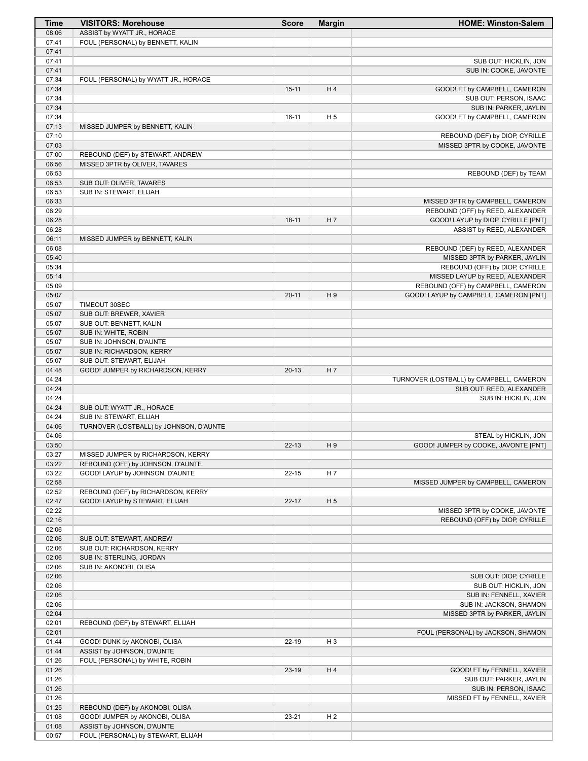| Time | VISITORS: Morehouse | Score | Margin | HOME: Winston-Salem |
|---|---|---|---|---|
| 08:06 | ASSIST by WYATT JR., HORACE | | | |
| 07:41 | FOUL (PERSONAL) by BENNETT, KALIN | | | |
| 07:41 | | | | |
| 07:41 | | | | SUB OUT: HICKLIN, JON |
| 07:41 | | | | SUB IN: COOKE, JAVONTE |
| 07:34 | FOUL (PERSONAL) by WYATT JR., HORACE | | | |
| 07:34 | | 15-11 | H 4 | GOOD! FT by CAMPBELL, CAMERON |
| 07:34 | | | | SUB OUT: PERSON, ISAAC |
| 07:34 | | | | SUB IN: PARKER, JAYLIN |
| 07:34 | | 16-11 | H 5 | GOOD! FT by CAMPBELL, CAMERON |
| 07:13 | MISSED JUMPER by BENNETT, KALIN | | | |
| 07:10 | | | | REBOUND (DEF) by DIOP, CYRILLE |
| 07:03 | | | | MISSED 3PTR by COOKE, JAVONTE |
| 07:00 | REBOUND (DEF) by STEWART, ANDREW | | | |
| 06:56 | MISSED 3PTR by OLIVER, TAVARES | | | |
| 06:53 | | | | REBOUND (DEF) by TEAM |
| 06:53 | SUB OUT: OLIVER, TAVARES | | | |
| 06:53 | SUB IN: STEWART, ELIJAH | | | |
| 06:33 | | | | MISSED 3PTR by CAMPBELL, CAMERON |
| 06:29 | | | | REBOUND (OFF) by REED, ALEXANDER |
| 06:28 | | 18-11 | H 7 | GOOD! LAYUP by DIOP, CYRILLE [PNT] |
| 06:28 | | | | ASSIST by REED, ALEXANDER |
| 06:11 | MISSED JUMPER by BENNETT, KALIN | | | |
| 06:08 | | | | REBOUND (DEF) by REED, ALEXANDER |
| 05:40 | | | | MISSED 3PTR by PARKER, JAYLIN |
| 05:34 | | | | REBOUND (OFF) by DIOP, CYRILLE |
| 05:14 | | | | MISSED LAYUP by REED, ALEXANDER |
| 05:09 | | | | REBOUND (OFF) by CAMPBELL, CAMERON |
| 05:07 | | 20-11 | H 9 | GOOD! LAYUP by CAMPBELL, CAMERON [PNT] |
| 05:07 | TIMEOUT 30SEC | | | |
| 05:07 | SUB OUT: BREWER, XAVIER | | | |
| 05:07 | SUB OUT: BENNETT, KALIN | | | |
| 05:07 | SUB IN: WHITE, ROBIN | | | |
| 05:07 | SUB IN: JOHNSON, D'AUNTE | | | |
| 05:07 | SUB IN: RICHARDSON, KERRY | | | |
| 05:07 | SUB OUT: STEWART, ELIJAH | | | |
| 04:48 | GOOD! JUMPER by RICHARDSON, KERRY | 20-13 | H 7 | |
| 04:24 | | | | TURNOVER (LOSTBALL) by CAMPBELL, CAMERON |
| 04:24 | | | | SUB OUT: REED, ALEXANDER |
| 04:24 | | | | SUB IN: HICKLIN, JON |
| 04:24 | SUB OUT: WYATT JR., HORACE | | | |
| 04:24 | SUB IN: STEWART, ELIJAH | | | |
| 04:06 | TURNOVER (LOSTBALL) by JOHNSON, D'AUNTE | | | |
| 04:06 | | | | STEAL by HICKLIN, JON |
| 03:50 | | 22-13 | H 9 | GOOD! JUMPER by COOKE, JAVONTE [PNT] |
| 03:27 | MISSED JUMPER by RICHARDSON, KERRY | | | |
| 03:22 | REBOUND (OFF) by JOHNSON, D'AUNTE | | | |
| 03:22 | GOOD! LAYUP by JOHNSON, D'AUNTE | 22-15 | H 7 | |
| 02:58 | | | | MISSED JUMPER by CAMPBELL, CAMERON |
| 02:52 | REBOUND (DEF) by RICHARDSON, KERRY | | | |
| 02:47 | GOOD! LAYUP by STEWART, ELIJAH | 22-17 | H 5 | |
| 02:22 | | | | MISSED 3PTR by COOKE, JAVONTE |
| 02:16 | | | | REBOUND (OFF) by DIOP, CYRILLE |
| 02:06 | | | | |
| 02:06 | SUB OUT: STEWART, ANDREW | | | |
| 02:06 | SUB OUT: RICHARDSON, KERRY | | | |
| 02:06 | SUB IN: STERLING, JORDAN | | | |
| 02:06 | SUB IN: AKONOBI, OLISA | | | |
| 02:06 | | | | SUB OUT: DIOP, CYRILLE |
| 02:06 | | | | SUB OUT: HICKLIN, JON |
| 02:06 | | | | SUB IN: FENNELL, XAVIER |
| 02:06 | | | | SUB IN: JACKSON, SHAMON |
| 02:04 | | | | MISSED 3PTR by PARKER, JAYLIN |
| 02:01 | REBOUND (DEF) by STEWART, ELIJAH | | | |
| 02:01 | | | | FOUL (PERSONAL) by JACKSON, SHAMON |
| 01:44 | GOOD! DUNK by AKONOBI, OLISA | 22-19 | H 3 | |
| 01:44 | ASSIST by JOHNSON, D'AUNTE | | | |
| 01:26 | FOUL (PERSONAL) by WHITE, ROBIN | | | |
| 01:26 | | 23-19 | H 4 | GOOD! FT by FENNELL, XAVIER |
| 01:26 | | | | SUB OUT: PARKER, JAYLIN |
| 01:26 | | | | SUB IN: PERSON, ISAAC |
| 01:26 | | | | MISSED FT by FENNELL, XAVIER |
| 01:25 | REBOUND (DEF) by AKONOBI, OLISA | | | |
| 01:08 | GOOD! JUMPER by AKONOBI, OLISA | 23-21 | H 2 | |
| 01:08 | ASSIST by JOHNSON, D'AUNTE | | | |
| 00:57 | FOUL (PERSONAL) by STEWART, ELIJAH | | | |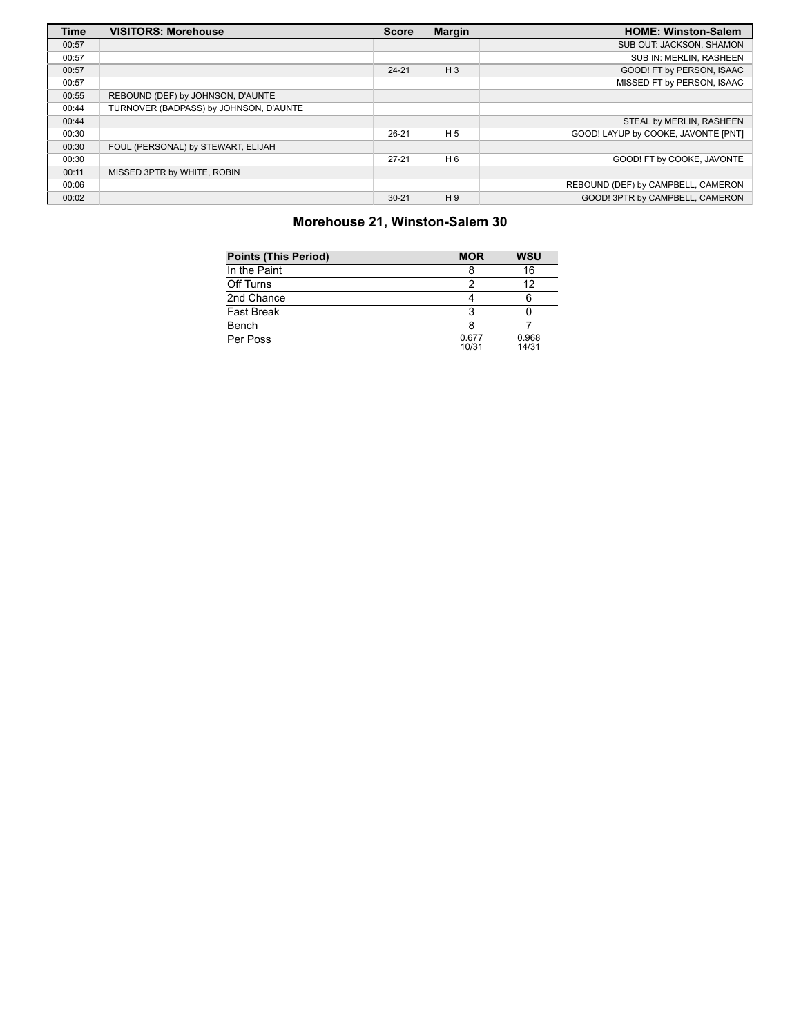| Time | VISITORS: Morehouse | Score | Margin | HOME: Winston-Salem |
| --- | --- | --- | --- | --- |
| 00:57 | | | | SUB OUT: JACKSON, SHAMON |
| 00:57 | | | | SUB IN: MERLIN, RASHEEN |
| 00:57 | | 24-21 | H 3 | GOOD! FT by PERSON, ISAAC |
| 00:57 | | | | MISSED FT by PERSON, ISAAC |
| 00:55 | REBOUND (DEF) by JOHNSON, D'AUNTE | | | |
| 00:44 | TURNOVER (BADPASS) by JOHNSON, D'AUNTE | | | |
| 00:44 | | | | STEAL by MERLIN, RASHEEN |
| 00:30 | | 26-21 | H 5 | GOOD! LAYUP by COOKE, JAVONTE [PNT] |
| 00:30 | FOUL (PERSONAL) by STEWART, ELIJAH | | | |
| 00:30 | | 27-21 | H 6 | GOOD! FT by COOKE, JAVONTE |
| 00:11 | MISSED 3PTR by WHITE, ROBIN | | | |
| 00:06 | | | | REBOUND (DEF) by CAMPBELL, CAMERON |
| 00:02 | | 30-21 | H 9 | GOOD! 3PTR by CAMPBELL, CAMERON |

## Morehouse 21, Winston-Salem 30

| Points (This Period) | MOR | WSU |
| --- | --- | --- |
| In the Paint | 8 | 16 |
| Off Turns | 2 | 12 |
| 2nd Chance | 4 | 6 |
| Fast Break | 3 | 0 |
| Bench | 8 | 7 |
| Per Poss | 0.677 10/31 | 0.968 14/31 |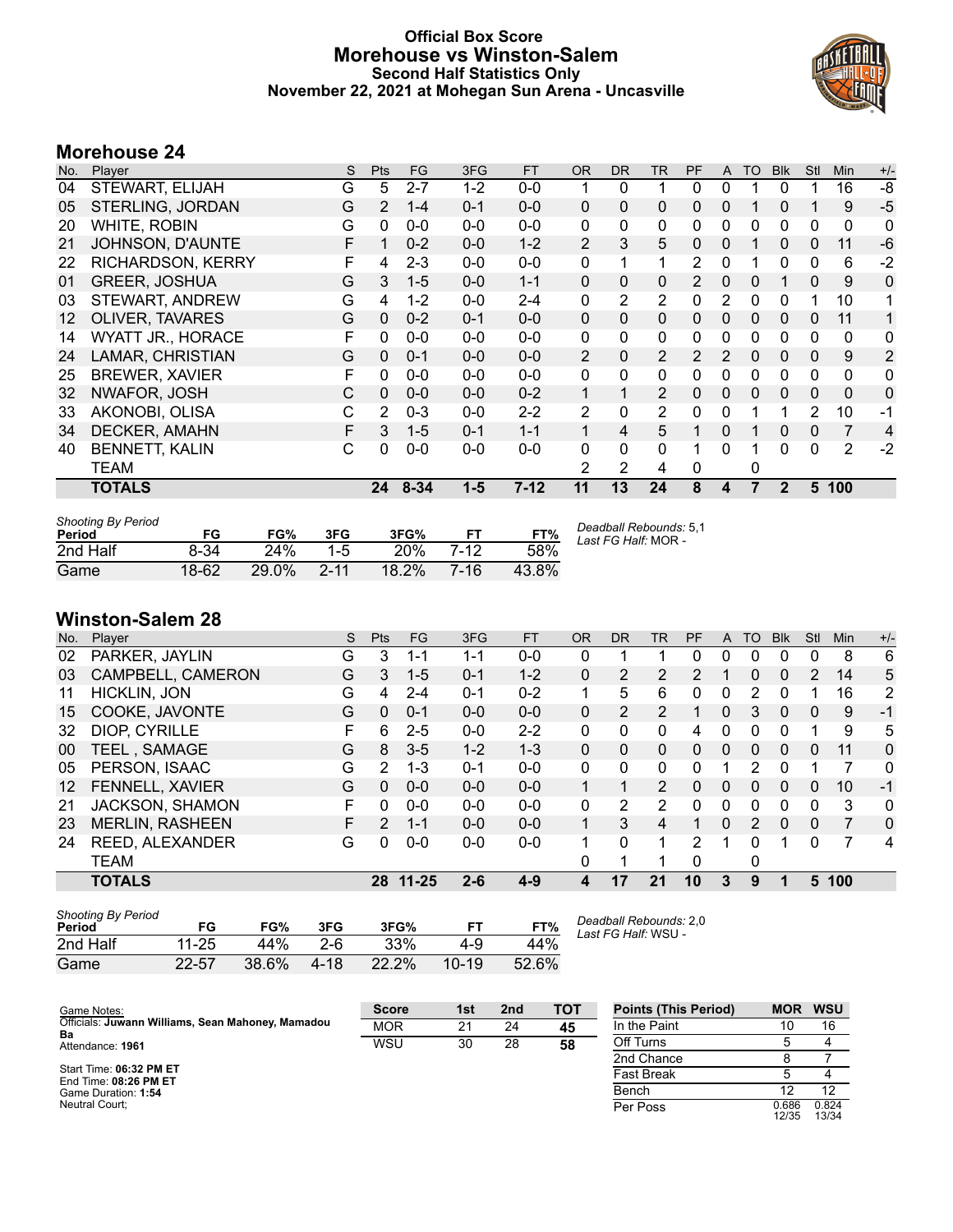# Official Box Score
## Morehouse vs Winston-Salem
### Second Half Statistics Only
### November 22, 2021 at Mohegan Sun Arena - Uncasville

## Morehouse 24

| No. | Player | S | Pts | FG | 3FG | FT | OR | DR | TR | PF | A | TO | Blk | Stl | Min | +/- |
|---|---|---|---|---|---|---|---|---|---|---|---|---|---|---|---|---|
| 04 | STEWART, ELIJAH | G | 5 | 2-7 | 1-2 | 0-0 | 1 | 0 | 1 | 0 | 0 | 1 | 0 | 1 | 16 | -8 |
| 05 | STERLING, JORDAN | G | 2 | 1-4 | 0-1 | 0-0 | 0 | 0 | 0 | 0 | 0 | 1 | 0 | 1 | 9 | -5 |
| 20 | WHITE, ROBIN | G | 0 | 0-0 | 0-0 | 0-0 | 0 | 0 | 0 | 0 | 0 | 0 | 0 | 0 | 0 | 0 |
| 21 | JOHNSON, D'AUNTE | F | 1 | 0-2 | 0-0 | 1-2 | 2 | 3 | 5 | 0 | 0 | 1 | 0 | 0 | 11 | -6 |
| 22 | RICHARDSON, KERRY | F | 4 | 2-3 | 0-0 | 0-0 | 0 | 1 | 1 | 2 | 0 | 1 | 0 | 0 | 6 | -2 |
| 01 | GREER, JOSHUA | G | 3 | 1-5 | 0-0 | 1-1 | 0 | 0 | 0 | 2 | 0 | 0 | 1 | 0 | 9 | 0 |
| 03 | STEWART, ANDREW | G | 4 | 1-2 | 0-0 | 2-4 | 0 | 2 | 2 | 0 | 2 | 0 | 0 | 1 | 10 | 1 |
| 12 | OLIVER, TAVARES | G | 0 | 0-2 | 0-1 | 0-0 | 0 | 0 | 0 | 0 | 0 | 0 | 0 | 0 | 11 | 1 |
| 14 | WYATT JR., HORACE | F | 0 | 0-0 | 0-0 | 0-0 | 0 | 0 | 0 | 0 | 0 | 0 | 0 | 0 | 0 | 0 |
| 24 | LAMAR, CHRISTIAN | G | 0 | 0-1 | 0-0 | 0-0 | 2 | 0 | 2 | 2 | 2 | 0 | 0 | 0 | 9 | 2 |
| 25 | BREWER, XAVIER | F | 0 | 0-0 | 0-0 | 0-0 | 0 | 0 | 0 | 0 | 0 | 0 | 0 | 0 | 0 | 0 |
| 32 | NWAFOR, JOSH | C | 0 | 0-0 | 0-0 | 0-2 | 1 | 1 | 2 | 0 | 0 | 0 | 0 | 0 | 0 | 0 |
| 33 | AKONOBI, OLISA | C | 2 | 0-3 | 0-0 | 2-2 | 2 | 0 | 2 | 0 | 0 | 1 | 1 | 2 | 10 | -1 |
| 34 | DECKER, AMAHN | F | 3 | 1-5 | 0-1 | 1-1 | 1 | 4 | 5 | 1 | 0 | 1 | 0 | 0 | 7 | 4 |
| 40 | BENNETT, KALIN | C | 0 | 0-0 | 0-0 | 0-0 | 0 | 0 | 0 | 1 | 0 | 1 | 0 | 0 | 2 | -2 |
| | TEAM | | | | | | 2 | 2 | 4 | 0 | | 0 | | | | |
| | **TOTALS** | | **24** | **8-34** | **1-5** | **7-12** | **11** | **13** | **24** | **8** | **4** | **7** | **2** | **5** | **100** | |

| Shooting By Period Period | FG | FG% | 3FG | 3FG% | FT | FT% |
|---|---|---|---|---|---|---|
| 2nd Half | 8-34 | 24% | 1-5 | 20% | 7-12 | 58% |
| Game | 18-62 | 29.0% | 2-11 | 18.2% | 7-16 | 43.8% |

*Deadball Rebounds:* 5,1
*Last FG Half:* MOR -

## Winston-Salem 28

| No. | Player | S | Pts | FG | 3FG | FT | OR | DR | TR | PF | A | TO | Blk | Stl | Min | +/- |
|---|---|---|---|---|---|---|---|---|---|---|---|---|---|---|---|---|
| 02 | PARKER, JAYLIN | G | 3 | 1-1 | 1-1 | 0-0 | 0 | 1 | 1 | 0 | 0 | 0 | 0 | 0 | 8 | 6 |
| 03 | CAMPBELL, CAMERON | G | 3 | 1-5 | 0-1 | 1-2 | 0 | 2 | 2 | 2 | 1 | 0 | 0 | 2 | 14 | 5 |
| 11 | HICKLIN, JON | G | 4 | 2-4 | 0-1 | 0-2 | 1 | 5 | 6 | 0 | 0 | 2 | 0 | 1 | 16 | 2 |
| 15 | COOKE, JAVONTE | G | 0 | 0-1 | 0-0 | 0-0 | 0 | 2 | 2 | 1 | 0 | 3 | 0 | 0 | 9 | -1 |
| 32 | DIOP, CYRILLE | F | 6 | 2-5 | 0-0 | 2-2 | 0 | 0 | 0 | 4 | 0 | 0 | 0 | 1 | 9 | 5 |
| 00 | TEEL , SAMAGE | G | 8 | 3-5 | 1-2 | 1-3 | 0 | 0 | 0 | 0 | 0 | 0 | 0 | 0 | 11 | 0 |
| 05 | PERSON, ISAAC | G | 2 | 1-3 | 0-1 | 0-0 | 0 | 0 | 0 | 0 | 1 | 2 | 0 | 1 | 7 | 0 |
| 12 | FENNELL, XAVIER | G | 0 | 0-0 | 0-0 | 0-0 | 1 | 1 | 2 | 0 | 0 | 0 | 0 | 0 | 10 | -1 |
| 21 | JACKSON, SHAMON | F | 0 | 0-0 | 0-0 | 0-0 | 0 | 2 | 2 | 0 | 0 | 0 | 0 | 0 | 3 | 0 |
| 23 | MERLIN, RASHEEN | F | 2 | 1-1 | 0-0 | 0-0 | 1 | 3 | 4 | 1 | 0 | 2 | 0 | 0 | 7 | 0 |
| 24 | REED, ALEXANDER | G | 0 | 0-0 | 0-0 | 0-0 | 1 | 0 | 1 | 2 | 1 | 0 | 1 | 0 | 7 | 4 |
| | TEAM | | | | | | 0 | 1 | 1 | 0 | | 0 | | | | |
| | **TOTALS** | | **28** | **11-25** | **2-6** | **4-9** | **4** | **17** | **21** | **10** | **3** | **9** | **1** | **5** | **100** | |

| Shooting By Period Period | FG | FG% | 3FG | 3FG% | FT | FT% |
|---|---|---|---|---|---|---|
| 2nd Half | 11-25 | 44% | 2-6 | 33% | 4-9 | 44% |
| Game | 22-57 | 38.6% | 4-18 | 22.2% | 10-19 | 52.6% |

*Deadball Rebounds:* 2,0
*Last FG Half:* WSU -

Game Notes:
Officials: **Juwann Williams, Sean Mahoney, Mamadou Ba**
Attendance: **1961**

Start Time: **06:32 PM ET**
End Time: **08:26 PM ET**
Game Duration: **1:54**
Neutral Court;

| Score | 1st | 2nd | TOT |
|---|---|---|---|
| MOR | 21 | 24 | **45** |
| WSU | 30 | 28 | **58** |

| Points (This Period) | MOR | WSU |
|---|---|---|
| In the Paint | 10 | 16 |
| Off Turns | 5 | 4 |
| 2nd Chance | 8 | 7 |
| Fast Break | 5 | 4 |
| Bench | 12 | 12 |
| Per Poss | 0.686 12/35 | 0.824 13/34 |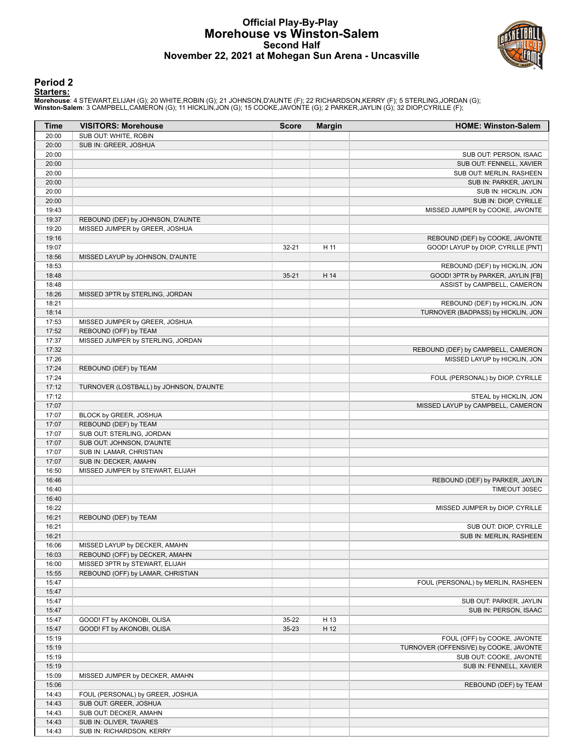# Official Play-By-Play
## Morehouse vs Winston-Salem
### Second Half
### November 22, 2021 at Mohegan Sun Arena - Uncasville

## Period 2

**Starters:**

**Morehouse**: 4 STEWART,ELIJAH (G); 20 WHITE,ROBIN (G); 21 JOHNSON,D'AUNTE (F); 22 RICHARDSON,KERRY (F); 5 STERLING,JORDAN (G);
**Winston-Salem**: 3 CAMPBELL,CAMERON (G); 11 HICKLIN,JON (G); 15 COOKE,JAVONTE (G); 2 PARKER,JAYLIN (G); 32 DIOP,CYRILLE (F);

| Time | VISITORS: Morehouse | Score | Margin | HOME: Winston-Salem |
|---|---|---|---|---|
| 20:00 | SUB OUT: WHITE, ROBIN | | | |
| 20:00 | SUB IN: GREER, JOSHUA | | | |
| 20:00 | | | | SUB OUT: PERSON, ISAAC |
| 20:00 | | | | SUB OUT: FENNELL, XAVIER |
| 20:00 | | | | SUB OUT: MERLIN, RASHEEN |
| 20:00 | | | | SUB IN: PARKER, JAYLIN |
| 20:00 | | | | SUB IN: HICKLIN, JON |
| 20:00 | | | | SUB IN: DIOP, CYRILLE |
| 19:43 | | | | MISSED JUMPER by COOKE, JAVONTE |
| 19:37 | REBOUND (DEF) by JOHNSON, D'AUNTE | | | |
| 19:20 | MISSED JUMPER by GREER, JOSHUA | | | |
| 19:16 | | | | REBOUND (DEF) by COOKE, JAVONTE |
| 19:07 | | 32-21 | H 11 | GOOD! LAYUP by DIOP, CYRILLE [PNT] |
| 18:56 | MISSED LAYUP by JOHNSON, D'AUNTE | | | |
| 18:53 | | | | REBOUND (DEF) by HICKLIN, JON |
| 18:48 | | 35-21 | H 14 | GOOD! 3PTR by PARKER, JAYLIN [FB] |
| 18:48 | | | | ASSIST by CAMPBELL, CAMERON |
| 18:26 | MISSED 3PTR by STERLING, JORDAN | | | |
| 18:21 | | | | REBOUND (DEF) by HICKLIN, JON |
| 18:14 | | | | TURNOVER (BADPASS) by HICKLIN, JON |
| 17:53 | MISSED JUMPER by GREER, JOSHUA | | | |
| 17:52 | REBOUND (OFF) by TEAM | | | |
| 17:37 | MISSED JUMPER by STERLING, JORDAN | | | |
| 17:32 | | | | REBOUND (DEF) by CAMPBELL, CAMERON |
| 17:26 | | | | MISSED LAYUP by HICKLIN, JON |
| 17:24 | REBOUND (DEF) by TEAM | | | |
| 17:24 | | | | FOUL (PERSONAL) by DIOP, CYRILLE |
| 17:12 | TURNOVER (LOSTBALL) by JOHNSON, D'AUNTE | | | |
| 17:12 | | | | STEAL by HICKLIN, JON |
| 17:07 | | | | MISSED LAYUP by CAMPBELL, CAMERON |
| 17:07 | BLOCK by GREER, JOSHUA | | | |
| 17:07 | REBOUND (DEF) by TEAM | | | |
| 17:07 | SUB OUT: STERLING, JORDAN | | | |
| 17:07 | SUB OUT: JOHNSON, D'AUNTE | | | |
| 17:07 | SUB IN: LAMAR, CHRISTIAN | | | |
| 17:07 | SUB IN: DECKER, AMAHN | | | |
| 16:50 | MISSED JUMPER by STEWART, ELIJAH | | | |
| 16:46 | | | | REBOUND (DEF) by PARKER, JAYLIN |
| 16:40 | | | | TIMEOUT 30SEC |
| 16:40 | | | | |
| 16:22 | | | | MISSED JUMPER by DIOP, CYRILLE |
| 16:21 | REBOUND (DEF) by TEAM | | | |
| 16:21 | | | | SUB OUT: DIOP, CYRILLE |
| 16:21 | | | | SUB IN: MERLIN, RASHEEN |
| 16:06 | MISSED LAYUP by DECKER, AMAHN | | | |
| 16:03 | REBOUND (OFF) by DECKER, AMAHN | | | |
| 16:00 | MISSED 3PTR by STEWART, ELIJAH | | | |
| 15:55 | REBOUND (OFF) by LAMAR, CHRISTIAN | | | |
| 15:47 | | | | FOUL (PERSONAL) by MERLIN, RASHEEN |
| 15:47 | | | | |
| 15:47 | | | | SUB OUT: PARKER, JAYLIN |
| 15:47 | | | | SUB IN: PERSON, ISAAC |
| 15:47 | GOOD! FT by AKONOBI, OLISA | 35-22 | H 13 | |
| 15:47 | GOOD! FT by AKONOBI, OLISA | 35-23 | H 12 | |
| 15:19 | | | | FOUL (OFF) by COOKE, JAVONTE |
| 15:19 | | | | TURNOVER (OFFENSIVE) by COOKE, JAVONTE |
| 15:19 | | | | SUB OUT: COOKE, JAVONTE |
| 15:19 | | | | SUB IN: FENNELL, XAVIER |
| 15:09 | MISSED JUMPER by DECKER, AMAHN | | | |
| 15:06 | | | | REBOUND (DEF) by TEAM |
| 14:43 | FOUL (PERSONAL) by GREER, JOSHUA | | | |
| 14:43 | SUB OUT: GREER, JOSHUA | | | |
| 14:43 | SUB OUT: DECKER, AMAHN | | | |
| 14:43 | SUB IN: OLIVER, TAVARES | | | |
| 14:43 | SUB IN: RICHARDSON, KERRY | | | |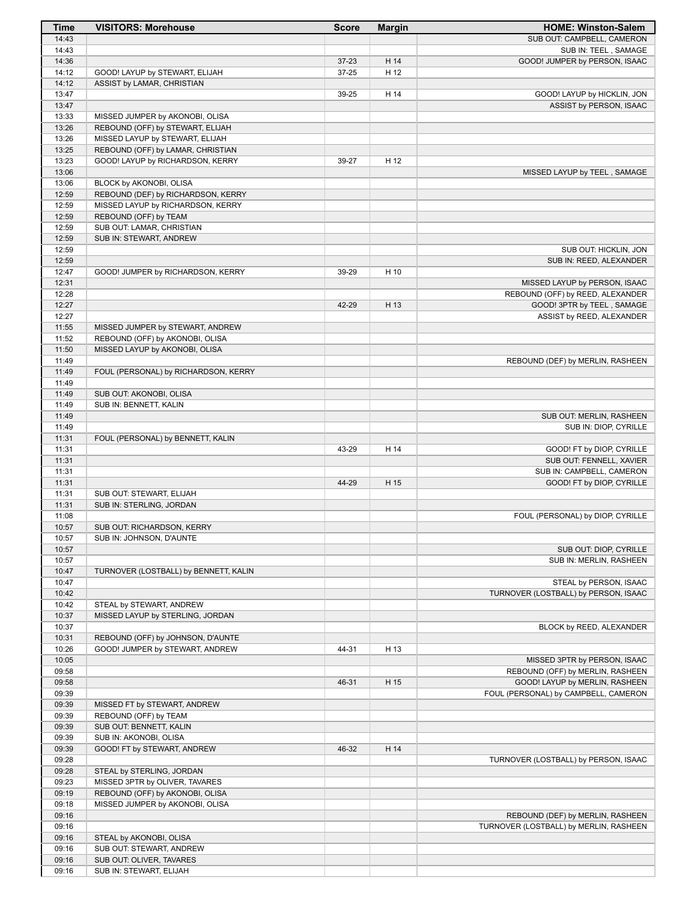| Time | VISITORS: Morehouse | Score | Margin | HOME: Winston-Salem |
|---|---|---|---|---|
| 14:43 | | | | SUB OUT: CAMPBELL, CAMERON |
| 14:43 | | | | SUB IN: TEEL , SAMAGE |
| 14:36 | | 37-23 | H 14 | GOOD! JUMPER by PERSON, ISAAC |
| 14:12 | GOOD! LAYUP by STEWART, ELIJAH | 37-25 | H 12 | |
| 14:12 | ASSIST by LAMAR, CHRISTIAN | | | |
| 13:47 | | 39-25 | H 14 | GOOD! LAYUP by HICKLIN, JON |
| 13:47 | | | | ASSIST by PERSON, ISAAC |
| 13:33 | MISSED JUMPER by AKONOBI, OLISA | | | |
| 13:26 | REBOUND (OFF) by STEWART, ELIJAH | | | |
| 13:26 | MISSED LAYUP by STEWART, ELIJAH | | | |
| 13:25 | REBOUND (OFF) by LAMAR, CHRISTIAN | | | |
| 13:23 | GOOD! LAYUP by RICHARDSON, KERRY | 39-27 | H 12 | |
| 13:06 | | | | MISSED LAYUP by TEEL , SAMAGE |
| 13:06 | BLOCK by AKONOBI, OLISA | | | |
| 12:59 | REBOUND (DEF) by RICHARDSON, KERRY | | | |
| 12:59 | MISSED LAYUP by RICHARDSON, KERRY | | | |
| 12:59 | REBOUND (OFF) by TEAM | | | |
| 12:59 | SUB OUT: LAMAR, CHRISTIAN | | | |
| 12:59 | SUB IN: STEWART, ANDREW | | | |
| 12:59 | | | | SUB OUT: HICKLIN, JON |
| 12:59 | | | | SUB IN: REED, ALEXANDER |
| 12:47 | GOOD! JUMPER by RICHARDSON, KERRY | 39-29 | H 10 | |
| 12:31 | | | | MISSED LAYUP by PERSON, ISAAC |
| 12:28 | | | | REBOUND (OFF) by REED, ALEXANDER |
| 12:27 | | 42-29 | H 13 | GOOD! 3PTR by TEEL , SAMAGE |
| 12:27 | | | | ASSIST by REED, ALEXANDER |
| 11:55 | MISSED JUMPER by STEWART, ANDREW | | | |
| 11:52 | REBOUND (OFF) by AKONOBI, OLISA | | | |
| 11:50 | MISSED LAYUP by AKONOBI, OLISA | | | |
| 11:49 | | | | REBOUND (DEF) by MERLIN, RASHEEN |
| 11:49 | FOUL (PERSONAL) by RICHARDSON, KERRY | | | |
| 11:49 | | | | |
| 11:49 | SUB OUT: AKONOBI, OLISA | | | |
| 11:49 | SUB IN: BENNETT, KALIN | | | |
| 11:49 | | | | SUB OUT: MERLIN, RASHEEN |
| 11:49 | | | | SUB IN: DIOP, CYRILLE |
| 11:31 | FOUL (PERSONAL) by BENNETT, KALIN | | | |
| 11:31 | | 43-29 | H 14 | GOOD! FT by DIOP, CYRILLE |
| 11:31 | | | | SUB OUT: FENNELL, XAVIER |
| 11:31 | | | | SUB IN: CAMPBELL, CAMERON |
| 11:31 | | 44-29 | H 15 | GOOD! FT by DIOP, CYRILLE |
| 11:31 | SUB OUT: STEWART, ELIJAH | | | |
| 11:31 | SUB IN: STERLING, JORDAN | | | |
| 11:08 | | | | FOUL (PERSONAL) by DIOP, CYRILLE |
| 10:57 | SUB OUT: RICHARDSON, KERRY | | | |
| 10:57 | SUB IN: JOHNSON, D'AUNTE | | | |
| 10:57 | | | | SUB OUT: DIOP, CYRILLE |
| 10:57 | | | | SUB IN: MERLIN, RASHEEN |
| 10:47 | TURNOVER (LOSTBALL) by BENNETT, KALIN | | | |
| 10:47 | | | | STEAL by PERSON, ISAAC |
| 10:42 | | | | TURNOVER (LOSTBALL) by PERSON, ISAAC |
| 10:42 | STEAL by STEWART, ANDREW | | | |
| 10:37 | MISSED LAYUP by STERLING, JORDAN | | | |
| 10:37 | | | | BLOCK by REED, ALEXANDER |
| 10:31 | REBOUND (OFF) by JOHNSON, D'AUNTE | | | |
| 10:26 | GOOD! JUMPER by STEWART, ANDREW | 44-31 | H 13 | |
| 10:05 | | | | MISSED 3PTR by PERSON, ISAAC |
| 09:58 | | | | REBOUND (OFF) by MERLIN, RASHEEN |
| 09:58 | | 46-31 | H 15 | GOOD! LAYUP by MERLIN, RASHEEN |
| 09:39 | | | | FOUL (PERSONAL) by CAMPBELL, CAMERON |
| 09:39 | MISSED FT by STEWART, ANDREW | | | |
| 09:39 | REBOUND (OFF) by TEAM | | | |
| 09:39 | SUB OUT: BENNETT, KALIN | | | |
| 09:39 | SUB IN: AKONOBI, OLISA | | | |
| 09:39 | GOOD! FT by STEWART, ANDREW | 46-32 | H 14 | |
| 09:28 | | | | TURNOVER (LOSTBALL) by PERSON, ISAAC |
| 09:28 | STEAL by STERLING, JORDAN | | | |
| 09:23 | MISSED 3PTR by OLIVER, TAVARES | | | |
| 09:19 | REBOUND (OFF) by AKONOBI, OLISA | | | |
| 09:18 | MISSED JUMPER by AKONOBI, OLISA | | | |
| 09:16 | | | | REBOUND (DEF) by MERLIN, RASHEEN |
| 09:16 | | | | TURNOVER (LOSTBALL) by MERLIN, RASHEEN |
| 09:16 | STEAL by AKONOBI, OLISA | | | |
| 09:16 | SUB OUT: STEWART, ANDREW | | | |
| 09:16 | SUB OUT: OLIVER, TAVARES | | | |
| 09:16 | SUB IN: STEWART, ELIJAH | | | |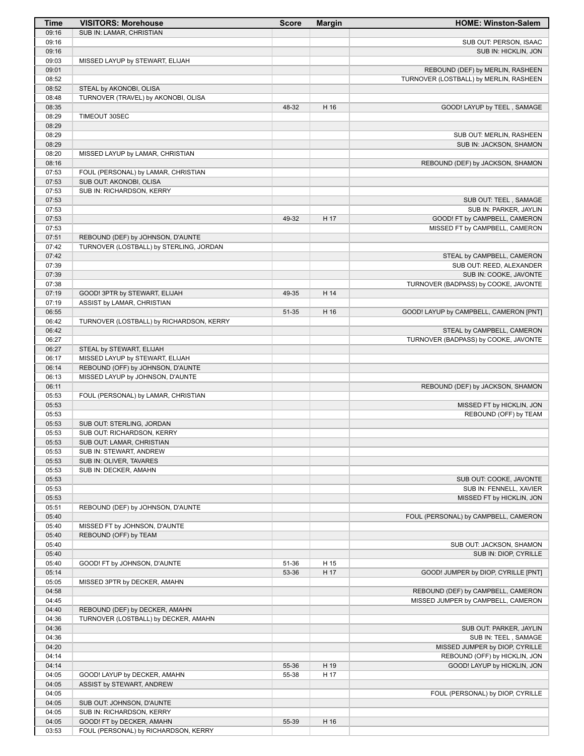| Time | VISITORS: Morehouse | Score | Margin | HOME: Winston-Salem |
| --- | --- | --- | --- | --- |
| 09:16 | SUB IN: LAMAR, CHRISTIAN | | | |
| 09:16 | | | | SUB OUT: PERSON, ISAAC |
| 09:16 | | | | SUB IN: HICKLIN, JON |
| 09:03 | MISSED LAYUP by STEWART, ELIJAH | | | |
| 09:01 | | | | REBOUND (DEF) by MERLIN, RASHEEN |
| 08:52 | | | | TURNOVER (LOSTBALL) by MERLIN, RASHEEN |
| 08:52 | STEAL by AKONOBI, OLISA | | | |
| 08:48 | TURNOVER (TRAVEL) by AKONOBI, OLISA | | | |
| 08:35 | | 48-32 | H 16 | GOOD! LAYUP by TEEL , SAMAGE |
| 08:29 | TIMEOUT 30SEC | | | |
| 08:29 | | | | |
| 08:29 | | | | SUB OUT: MERLIN, RASHEEN |
| 08:29 | | | | SUB IN: JACKSON, SHAMON |
| 08:20 | MISSED LAYUP by LAMAR, CHRISTIAN | | | |
| 08:16 | | | | REBOUND (DEF) by JACKSON, SHAMON |
| 07:53 | FOUL (PERSONAL) by LAMAR, CHRISTIAN | | | |
| 07:53 | SUB OUT: AKONOBI, OLISA | | | |
| 07:53 | SUB IN: RICHARDSON, KERRY | | | |
| 07:53 | | | | SUB OUT: TEEL , SAMAGE |
| 07:53 | | | | SUB IN: PARKER, JAYLIN |
| 07:53 | | 49-32 | H 17 | GOOD! FT by CAMPBELL, CAMERON |
| 07:53 | | | | MISSED FT by CAMPBELL, CAMERON |
| 07:51 | REBOUND (DEF) by JOHNSON, D'AUNTE | | | |
| 07:42 | TURNOVER (LOSTBALL) by STERLING, JORDAN | | | |
| 07:42 | | | | STEAL by CAMPBELL, CAMERON |
| 07:39 | | | | SUB OUT: REED, ALEXANDER |
| 07:39 | | | | SUB IN: COOKE, JAVONTE |
| 07:38 | | | | TURNOVER (BADPASS) by COOKE, JAVONTE |
| 07:19 | GOOD! 3PTR by STEWART, ELIJAH | 49-35 | H 14 | |
| 07:19 | ASSIST by LAMAR, CHRISTIAN | | | |
| 06:55 | | 51-35 | H 16 | GOOD! LAYUP by CAMPBELL, CAMERON [PNT] |
| 06:42 | TURNOVER (LOSTBALL) by RICHARDSON, KERRY | | | |
| 06:42 | | | | STEAL by CAMPBELL, CAMERON |
| 06:27 | | | | TURNOVER (BADPASS) by COOKE, JAVONTE |
| 06:27 | STEAL by STEWART, ELIJAH | | | |
| 06:17 | MISSED LAYUP by STEWART, ELIJAH | | | |
| 06:14 | REBOUND (OFF) by JOHNSON, D'AUNTE | | | |
| 06:13 | MISSED LAYUP by JOHNSON, D'AUNTE | | | |
| 06:11 | | | | REBOUND (DEF) by JACKSON, SHAMON |
| 05:53 | FOUL (PERSONAL) by LAMAR, CHRISTIAN | | | |
| 05:53 | | | | MISSED FT by HICKLIN, JON |
| 05:53 | | | | REBOUND (OFF) by TEAM |
| 05:53 | SUB OUT: STERLING, JORDAN | | | |
| 05:53 | SUB OUT: RICHARDSON, KERRY | | | |
| 05:53 | SUB OUT: LAMAR, CHRISTIAN | | | |
| 05:53 | SUB IN: STEWART, ANDREW | | | |
| 05:53 | SUB IN: OLIVER, TAVARES | | | |
| 05:53 | SUB IN: DECKER, AMAHN | | | |
| 05:53 | | | | SUB OUT: COOKE, JAVONTE |
| 05:53 | | | | SUB IN: FENNELL, XAVIER |
| 05:53 | | | | MISSED FT by HICKLIN, JON |
| 05:51 | REBOUND (DEF) by JOHNSON, D'AUNTE | | | |
| 05:40 | | | | FOUL (PERSONAL) by CAMPBELL, CAMERON |
| 05:40 | MISSED FT by JOHNSON, D'AUNTE | | | |
| 05:40 | REBOUND (OFF) by TEAM | | | |
| 05:40 | | | | SUB OUT: JACKSON, SHAMON |
| 05:40 | | | | SUB IN: DIOP, CYRILLE |
| 05:40 | GOOD! FT by JOHNSON, D'AUNTE | 51-36 | H 15 | |
| 05:14 | | 53-36 | H 17 | GOOD! JUMPER by DIOP, CYRILLE [PNT] |
| 05:05 | MISSED 3PTR by DECKER, AMAHN | | | |
| 04:58 | | | | REBOUND (DEF) by CAMPBELL, CAMERON |
| 04:45 | | | | MISSED JUMPER by CAMPBELL, CAMERON |
| 04:40 | REBOUND (DEF) by DECKER, AMAHN | | | |
| 04:36 | TURNOVER (LOSTBALL) by DECKER, AMAHN | | | |
| 04:36 | | | | SUB OUT: PARKER, JAYLIN |
| 04:36 | | | | SUB IN: TEEL , SAMAGE |
| 04:20 | | | | MISSED JUMPER by DIOP, CYRILLE |
| 04:14 | | | | REBOUND (OFF) by HICKLIN, JON |
| 04:14 | | 55-36 | H 19 | GOOD! LAYUP by HICKLIN, JON |
| 04:05 | GOOD! LAYUP by DECKER, AMAHN | 55-38 | H 17 | |
| 04:05 | ASSIST by STEWART, ANDREW | | | |
| 04:05 | | | | FOUL (PERSONAL) by DIOP, CYRILLE |
| 04:05 | SUB OUT: JOHNSON, D'AUNTE | | | |
| 04:05 | SUB IN: RICHARDSON, KERRY | | | |
| 04:05 | GOOD! FT by DECKER, AMAHN | 55-39 | H 16 | |
| 03:53 | FOUL (PERSONAL) by RICHARDSON, KERRY | | | |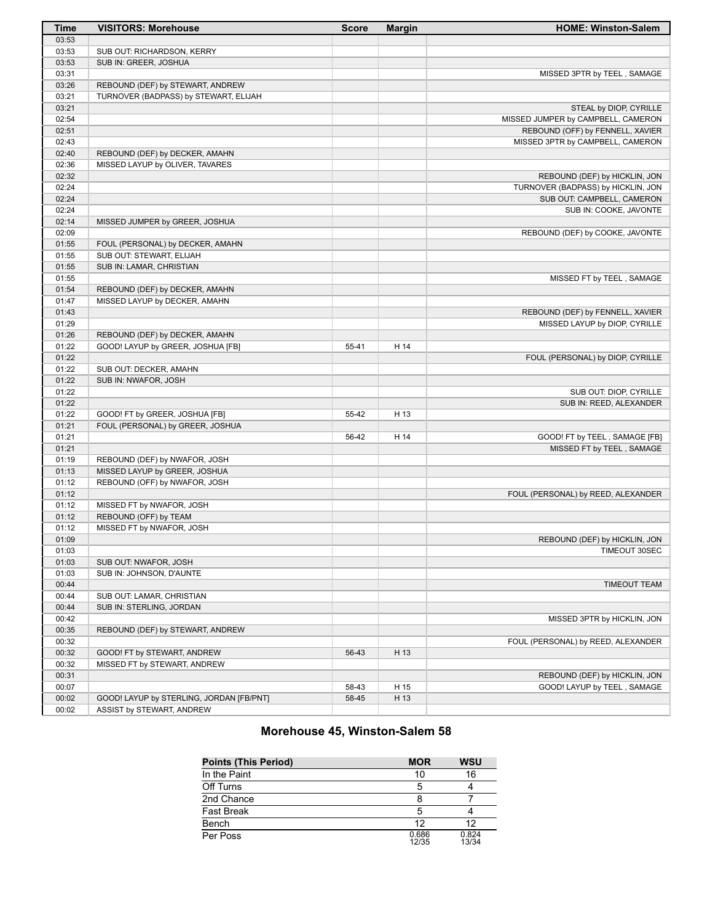| Time | VISITORS: Morehouse | Score | Margin | HOME: Winston-Salem |
|---|---|---|---|---|
| 03:53 | | | | |
| 03:53 | SUB OUT: RICHARDSON, KERRY | | | |
| 03:53 | SUB IN: GREER, JOSHUA | | | |
| 03:31 | | | | MISSED 3PTR by TEEL , SAMAGE |
| 03:26 | REBOUND (DEF) by STEWART, ANDREW | | | |
| 03:21 | TURNOVER (BADPASS) by STEWART, ELIJAH | | | |
| 03:21 | | | | STEAL by DIOP, CYRILLE |
| 02:54 | | | | MISSED JUMPER by CAMPBELL, CAMERON |
| 02:51 | | | | REBOUND (OFF) by FENNELL, XAVIER |
| 02:43 | | | | MISSED 3PTR by CAMPBELL, CAMERON |
| 02:40 | REBOUND (DEF) by DECKER, AMAHN | | | |
| 02:36 | MISSED LAYUP by OLIVER, TAVARES | | | |
| 02:32 | | | | REBOUND (DEF) by HICKLIN, JON |
| 02:24 | | | | TURNOVER (BADPASS) by HICKLIN, JON |
| 02:24 | | | | SUB OUT: CAMPBELL, CAMERON |
| 02:24 | | | | SUB IN: COOKE, JAVONTE |
| 02:14 | MISSED JUMPER by GREER, JOSHUA | | | |
| 02:09 | | | | REBOUND (DEF) by COOKE, JAVONTE |
| 01:55 | FOUL (PERSONAL) by DECKER, AMAHN | | | |
| 01:55 | SUB OUT: STEWART, ELIJAH | | | |
| 01:55 | SUB IN: LAMAR, CHRISTIAN | | | |
| 01:55 | | | | MISSED FT by TEEL , SAMAGE |
| 01:54 | REBOUND (DEF) by DECKER, AMAHN | | | |
| 01:47 | MISSED LAYUP by DECKER, AMAHN | | | |
| 01:43 | | | | REBOUND (DEF) by FENNELL, XAVIER |
| 01:29 | | | | MISSED LAYUP by DIOP, CYRILLE |
| 01:26 | REBOUND (DEF) by DECKER, AMAHN | | | |
| 01:22 | GOOD! LAYUP by GREER, JOSHUA [FB] | 55-41 | H 14 | |
| 01:22 | | | | FOUL (PERSONAL) by DIOP, CYRILLE |
| 01:22 | SUB OUT: DECKER, AMAHN | | | |
| 01:22 | SUB IN: NWAFOR, JOSH | | | |
| 01:22 | | | | SUB OUT: DIOP, CYRILLE |
| 01:22 | | | | SUB IN: REED, ALEXANDER |
| 01:22 | GOOD! FT by GREER, JOSHUA [FB] | 55-42 | H 13 | |
| 01:21 | FOUL (PERSONAL) by GREER, JOSHUA | | | |
| 01:21 | | 56-42 | H 14 | GOOD! FT by TEEL , SAMAGE [FB] |
| 01:21 | | | | MISSED FT by TEEL , SAMAGE |
| 01:19 | REBOUND (DEF) by NWAFOR, JOSH | | | |
| 01:13 | MISSED LAYUP by GREER, JOSHUA | | | |
| 01:12 | REBOUND (OFF) by NWAFOR, JOSH | | | |
| 01:12 | | | | FOUL (PERSONAL) by REED, ALEXANDER |
| 01:12 | MISSED FT by NWAFOR, JOSH | | | |
| 01:12 | REBOUND (OFF) by TEAM | | | |
| 01:12 | MISSED FT by NWAFOR, JOSH | | | |
| 01:09 | | | | REBOUND (DEF) by HICKLIN, JON |
| 01:03 | | | | TIMEOUT 30SEC |
| 01:03 | SUB OUT: NWAFOR, JOSH | | | |
| 01:03 | SUB IN: JOHNSON, D'AUNTE | | | |
| 00:44 | | | | TIMEOUT TEAM |
| 00:44 | SUB OUT: LAMAR, CHRISTIAN | | | |
| 00:44 | SUB IN: STERLING, JORDAN | | | |
| 00:42 | | | | MISSED 3PTR by HICKLIN, JON |
| 00:35 | REBOUND (DEF) by STEWART, ANDREW | | | |
| 00:32 | | | | FOUL (PERSONAL) by REED, ALEXANDER |
| 00:32 | GOOD! FT by STEWART, ANDREW | 56-43 | H 13 | |
| 00:32 | MISSED FT by STEWART, ANDREW | | | |
| 00:31 | | | | REBOUND (DEF) by HICKLIN, JON |
| 00:07 | | 58-43 | H 15 | GOOD! LAYUP by TEEL , SAMAGE |
| 00:02 | GOOD! LAYUP by STERLING, JORDAN [FB/PNT] | 58-45 | H 13 | |
| 00:02 | ASSIST by STEWART, ANDREW | | | |

## Morehouse 45, Winston-Salem 58

| Points (This Period) | MOR | WSU |
|---|---|---|
| In the Paint | 10 | 16 |
| Off Turns | 5 | 4 |
| 2nd Chance | 8 | 7 |
| Fast Break | 5 | 4 |
| Bench | 12 | 12 |
| Per Poss | 0.686 12/35 | 0.824 13/34 |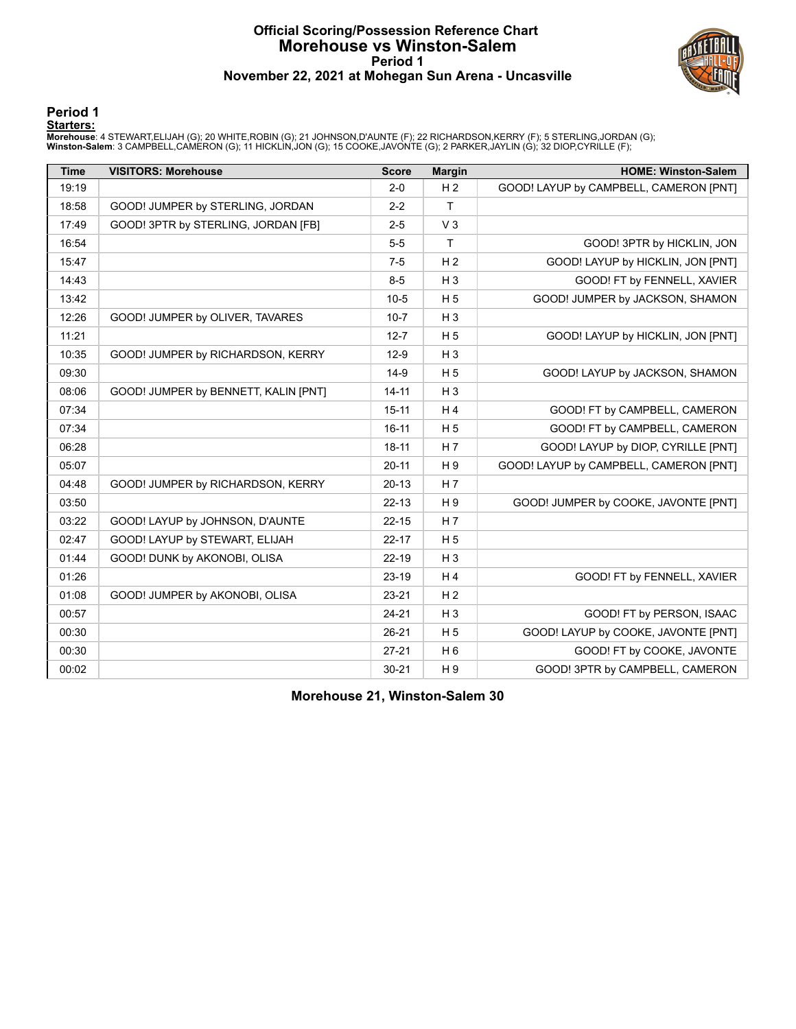# Official Scoring/Possession Reference Chart
# Morehouse vs Winston-Salem
## Period 1
## November 22, 2021 at Mohegan Sun Arena - Uncasville

### Period 1

**Starters:**

**Morehouse**: 4 STEWART,ELIJAH (G); 20 WHITE,ROBIN (G); 21 JOHNSON,D'AUNTE (F); 22 RICHARDSON,KERRY (F); 5 STERLING,JORDAN (G);
**Winston-Salem**: 3 CAMPBELL,CAMERON (G); 11 HICKLIN,JON (G); 15 COOKE,JAVONTE (G); 2 PARKER,JAYLIN (G); 32 DIOP,CYRILLE (F);

| Time | VISITORS: Morehouse | Score | Margin | HOME: Winston-Salem |
|---|---|---|---|---|
| 19:19 | | 2-0 | H 2 | GOOD! LAYUP by CAMPBELL, CAMERON [PNT] |
| 18:58 | GOOD! JUMPER by STERLING, JORDAN | 2-2 | T | |
| 17:49 | GOOD! 3PTR by STERLING, JORDAN [FB] | 2-5 | V 3 | |
| 16:54 | | 5-5 | T | GOOD! 3PTR by HICKLIN, JON |
| 15:47 | | 7-5 | H 2 | GOOD! LAYUP by HICKLIN, JON [PNT] |
| 14:43 | | 8-5 | H 3 | GOOD! FT by FENNELL, XAVIER |
| 13:42 | | 10-5 | H 5 | GOOD! JUMPER by JACKSON, SHAMON |
| 12:26 | GOOD! JUMPER by OLIVER, TAVARES | 10-7 | H 3 | |
| 11:21 | | 12-7 | H 5 | GOOD! LAYUP by HICKLIN, JON [PNT] |
| 10:35 | GOOD! JUMPER by RICHARDSON, KERRY | 12-9 | H 3 | |
| 09:30 | | 14-9 | H 5 | GOOD! LAYUP by JACKSON, SHAMON |
| 08:06 | GOOD! JUMPER by BENNETT, KALIN [PNT] | 14-11 | H 3 | |
| 07:34 | | 15-11 | H 4 | GOOD! FT by CAMPBELL, CAMERON |
| 07:34 | | 16-11 | H 5 | GOOD! FT by CAMPBELL, CAMERON |
| 06:28 | | 18-11 | H 7 | GOOD! LAYUP by DIOP, CYRILLE [PNT] |
| 05:07 | | 20-11 | H 9 | GOOD! LAYUP by CAMPBELL, CAMERON [PNT] |
| 04:48 | GOOD! JUMPER by RICHARDSON, KERRY | 20-13 | H 7 | |
| 03:50 | | 22-13 | H 9 | GOOD! JUMPER by COOKE, JAVONTE [PNT] |
| 03:22 | GOOD! LAYUP by JOHNSON, D'AUNTE | 22-15 | H 7 | |
| 02:47 | GOOD! LAYUP by STEWART, ELIJAH | 22-17 | H 5 | |
| 01:44 | GOOD! DUNK by AKONOBI, OLISA | 22-19 | H 3 | |
| 01:26 | | 23-19 | H 4 | GOOD! FT by FENNELL, XAVIER |
| 01:08 | GOOD! JUMPER by AKONOBI, OLISA | 23-21 | H 2 | |
| 00:57 | | 24-21 | H 3 | GOOD! FT by PERSON, ISAAC |
| 00:30 | | 26-21 | H 5 | GOOD! LAYUP by COOKE, JAVONTE [PNT] |
| 00:30 | | 27-21 | H 6 | GOOD! FT by COOKE, JAVONTE |
| 00:02 | | 30-21 | H 9 | GOOD! 3PTR by CAMPBELL, CAMERON |

**Morehouse 21, Winston-Salem 30**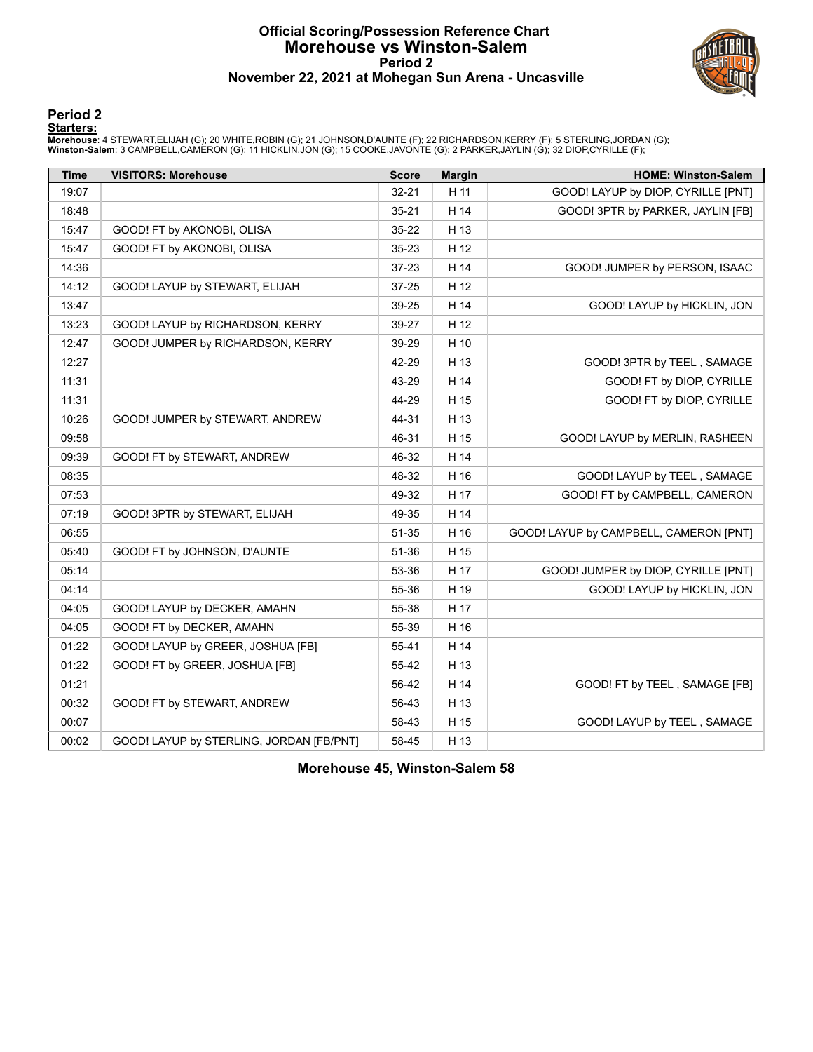# Official Scoring/Possession Reference Chart
# Morehouse vs Winston-Salem
## Period 2
### November 22, 2021 at Mohegan Sun Arena - Uncasville

## Period 2

**Starters:**

**Morehouse**: 4 STEWART,ELIJAH (G); 20 WHITE,ROBIN (G); 21 JOHNSON,D'AUNTE (F); 22 RICHARDSON,KERRY (F); 5 STERLING,JORDAN (G);
**Winston-Salem**: 3 CAMPBELL,CAMERON (G); 11 HICKLIN,JON (G); 15 COOKE,JAVONTE (G); 2 PARKER,JAYLIN (G); 32 DIOP,CYRILLE (F);

| Time | VISITORS: Morehouse | Score | Margin | HOME: Winston-Salem |
|---|---|---|---|---|
| 19:07 | | 32-21 | H 11 | GOOD! LAYUP by DIOP, CYRILLE [PNT] |
| 18:48 | | 35-21 | H 14 | GOOD! 3PTR by PARKER, JAYLIN [FB] |
| 15:47 | GOOD! FT by AKONOBI, OLISA | 35-22 | H 13 | |
| 15:47 | GOOD! FT by AKONOBI, OLISA | 35-23 | H 12 | |
| 14:36 | | 37-23 | H 14 | GOOD! JUMPER by PERSON, ISAAC |
| 14:12 | GOOD! LAYUP by STEWART, ELIJAH | 37-25 | H 12 | |
| 13:47 | | 39-25 | H 14 | GOOD! LAYUP by HICKLIN, JON |
| 13:23 | GOOD! LAYUP by RICHARDSON, KERRY | 39-27 | H 12 | |
| 12:47 | GOOD! JUMPER by RICHARDSON, KERRY | 39-29 | H 10 | |
| 12:27 | | 42-29 | H 13 | GOOD! 3PTR by TEEL , SAMAGE |
| 11:31 | | 43-29 | H 14 | GOOD! FT by DIOP, CYRILLE |
| 11:31 | | 44-29 | H 15 | GOOD! FT by DIOP, CYRILLE |
| 10:26 | GOOD! JUMPER by STEWART, ANDREW | 44-31 | H 13 | |
| 09:58 | | 46-31 | H 15 | GOOD! LAYUP by MERLIN, RASHEEN |
| 09:39 | GOOD! FT by STEWART, ANDREW | 46-32 | H 14 | |
| 08:35 | | 48-32 | H 16 | GOOD! LAYUP by TEEL , SAMAGE |
| 07:53 | | 49-32 | H 17 | GOOD! FT by CAMPBELL, CAMERON |
| 07:19 | GOOD! 3PTR by STEWART, ELIJAH | 49-35 | H 14 | |
| 06:55 | | 51-35 | H 16 | GOOD! LAYUP by CAMPBELL, CAMERON [PNT] |
| 05:40 | GOOD! FT by JOHNSON, D'AUNTE | 51-36 | H 15 | |
| 05:14 | | 53-36 | H 17 | GOOD! JUMPER by DIOP, CYRILLE [PNT] |
| 04:14 | | 55-36 | H 19 | GOOD! LAYUP by HICKLIN, JON |
| 04:05 | GOOD! LAYUP by DECKER, AMAHN | 55-38 | H 17 | |
| 04:05 | GOOD! FT by DECKER, AMAHN | 55-39 | H 16 | |
| 01:22 | GOOD! LAYUP by GREER, JOSHUA [FB] | 55-41 | H 14 | |
| 01:22 | GOOD! FT by GREER, JOSHUA [FB] | 55-42 | H 13 | |
| 01:21 | | 56-42 | H 14 | GOOD! FT by TEEL , SAMAGE [FB] |
| 00:32 | GOOD! FT by STEWART, ANDREW | 56-43 | H 13 | |
| 00:07 | | 58-43 | H 15 | GOOD! LAYUP by TEEL , SAMAGE |
| 00:02 | GOOD! LAYUP by STERLING, JORDAN [FB/PNT] | 58-45 | H 13 | |

**Morehouse 45, Winston-Salem 58**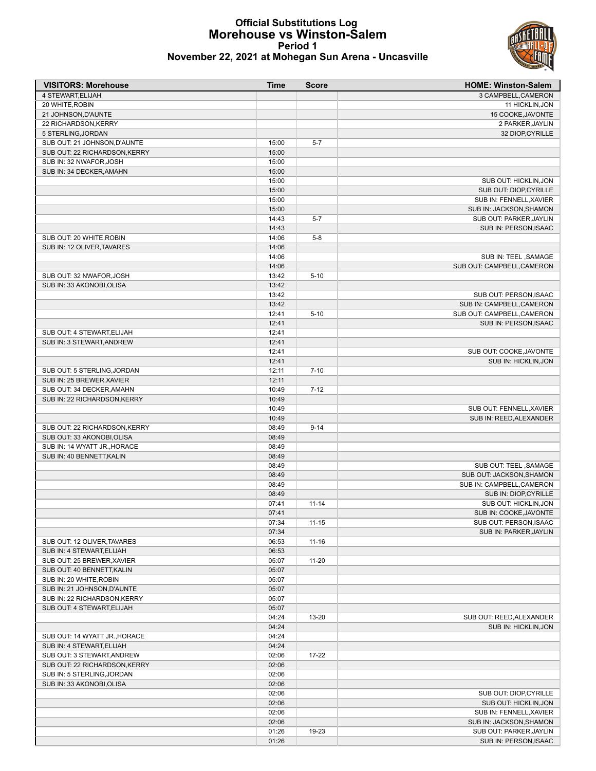# Official Substitutions Log
## Morehouse vs Winston-Salem
### Period 1
### November 22, 2021 at Mohegan Sun Arena - Uncasville

| VISITORS: Morehouse | Time | Score | HOME: Winston-Salem |
|---|---|---|---|
| 4 STEWART,ELIJAH | | | 3 CAMPBELL,CAMERON |
| 20 WHITE,ROBIN | | | 11 HICKLIN,JON |
| 21 JOHNSON,D'AUNTE | | | 15 COOKE,JAVONTE |
| 22 RICHARDSON,KERRY | | | 2 PARKER,JAYLIN |
| 5 STERLING,JORDAN | | | 32 DIOP,CYRILLE |
| SUB OUT: 21 JOHNSON,D'AUNTE | 15:00 | 5-7 | |
| SUB OUT: 22 RICHARDSON,KERRY | 15:00 | | |
| SUB IN: 32 NWAFOR,JOSH | 15:00 | | |
| SUB IN: 34 DECKER,AMAHN | 15:00 | | |
| | 15:00 | | SUB OUT: HICKLIN,JON |
| | 15:00 | | SUB OUT: DIOP,CYRILLE |
| | 15:00 | | SUB IN: FENNELL,XAVIER |
| | 15:00 | | SUB IN: JACKSON,SHAMON |
| | 14:43 | 5-7 | SUB OUT: PARKER,JAYLIN |
| | 14:43 | | SUB IN: PERSON,ISAAC |
| SUB OUT: 20 WHITE,ROBIN | 14:06 | 5-8 | |
| SUB IN: 12 OLIVER,TAVARES | 14:06 | | |
| | 14:06 | | SUB IN: TEEL ,SAMAGE |
| | 14:06 | | SUB OUT: CAMPBELL,CAMERON |
| SUB OUT: 32 NWAFOR,JOSH | 13:42 | 5-10 | |
| SUB IN: 33 AKONOBI,OLISA | 13:42 | | |
| | 13:42 | | SUB OUT: PERSON,ISAAC |
| | 13:42 | | SUB IN: CAMPBELL,CAMERON |
| | 12:41 | 5-10 | SUB OUT: CAMPBELL,CAMERON |
| | 12:41 | | SUB IN: PERSON,ISAAC |
| SUB OUT: 4 STEWART,ELIJAH | 12:41 | | |
| SUB IN: 3 STEWART,ANDREW | 12:41 | | |
| | 12:41 | | SUB OUT: COOKE,JAVONTE |
| | 12:41 | | SUB IN: HICKLIN,JON |
| SUB OUT: 5 STERLING,JORDAN | 12:11 | 7-10 | |
| SUB IN: 25 BREWER,XAVIER | 12:11 | | |
| SUB OUT: 34 DECKER,AMAHN | 10:49 | 7-12 | |
| SUB IN: 22 RICHARDSON,KERRY | 10:49 | | |
| | 10:49 | | SUB OUT: FENNELL,XAVIER |
| | 10:49 | | SUB IN: REED,ALEXANDER |
| SUB OUT: 22 RICHARDSON,KERRY | 08:49 | 9-14 | |
| SUB OUT: 33 AKONOBI,OLISA | 08:49 | | |
| SUB IN: 14 WYATT JR.,HORACE | 08:49 | | |
| SUB IN: 40 BENNETT,KALIN | 08:49 | | |
| | 08:49 | | SUB OUT: TEEL ,SAMAGE |
| | 08:49 | | SUB OUT: JACKSON,SHAMON |
| | 08:49 | | SUB IN: CAMPBELL,CAMERON |
| | 08:49 | | SUB IN: DIOP,CYRILLE |
| | 07:41 | 11-14 | SUB OUT: HICKLIN,JON |
| | 07:41 | | SUB IN: COOKE,JAVONTE |
| | 07:34 | 11-15 | SUB OUT: PERSON,ISAAC |
| | 07:34 | | SUB IN: PARKER,JAYLIN |
| SUB OUT: 12 OLIVER,TAVARES | 06:53 | 11-16 | |
| SUB IN: 4 STEWART,ELIJAH | 06:53 | | |
| SUB OUT: 25 BREWER,XAVIER | 05:07 | 11-20 | |
| SUB OUT: 40 BENNETT,KALIN | 05:07 | | |
| SUB IN: 20 WHITE,ROBIN | 05:07 | | |
| SUB IN: 21 JOHNSON,D'AUNTE | 05:07 | | |
| SUB IN: 22 RICHARDSON,KERRY | 05:07 | | |
| SUB OUT: 4 STEWART,ELIJAH | 05:07 | | |
| | 04:24 | 13-20 | SUB OUT: REED,ALEXANDER |
| | 04:24 | | SUB IN: HICKLIN,JON |
| SUB OUT: 14 WYATT JR.,HORACE | 04:24 | | |
| SUB IN: 4 STEWART,ELIJAH | 04:24 | | |
| SUB OUT: 3 STEWART,ANDREW | 02:06 | 17-22 | |
| SUB OUT: 22 RICHARDSON,KERRY | 02:06 | | |
| SUB IN: 5 STERLING,JORDAN | 02:06 | | |
| SUB IN: 33 AKONOBI,OLISA | 02:06 | | |
| | 02:06 | | SUB OUT: DIOP,CYRILLE |
| | 02:06 | | SUB OUT: HICKLIN,JON |
| | 02:06 | | SUB IN: FENNELL,XAVIER |
| | 02:06 | | SUB IN: JACKSON,SHAMON |
| | 01:26 | 19-23 | SUB OUT: PARKER,JAYLIN |
| | 01:26 | | SUB IN: PERSON,ISAAC |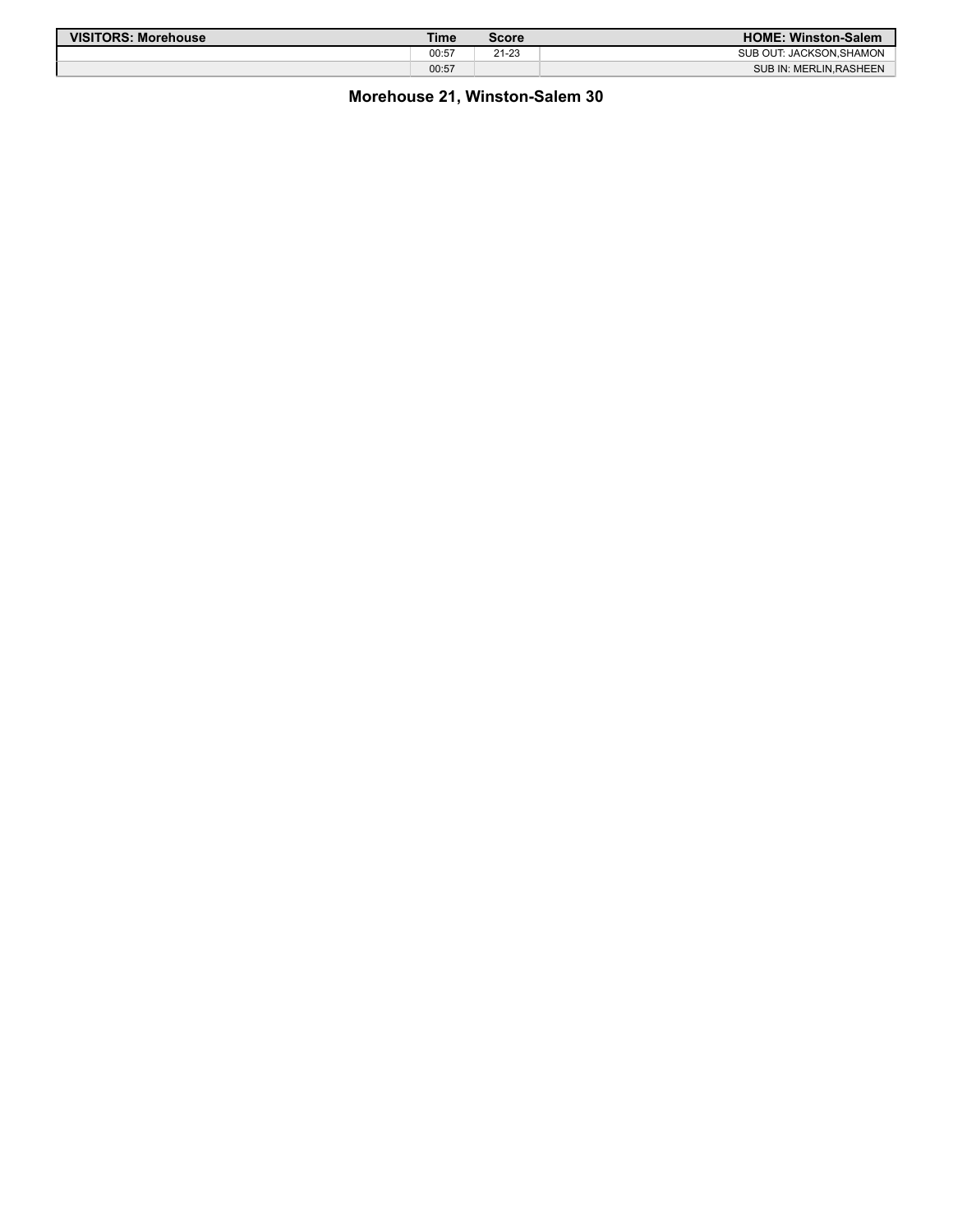| VISITORS: Morehouse | Time | Score | HOME: Winston-Salem |
| --- | --- | --- | --- |
| | 00:57 | 21-23 | SUB OUT: JACKSON,SHAMON |
| | 00:57 | | SUB IN: MERLIN,RASHEEN |

**Morehouse 21, Winston-Salem 30**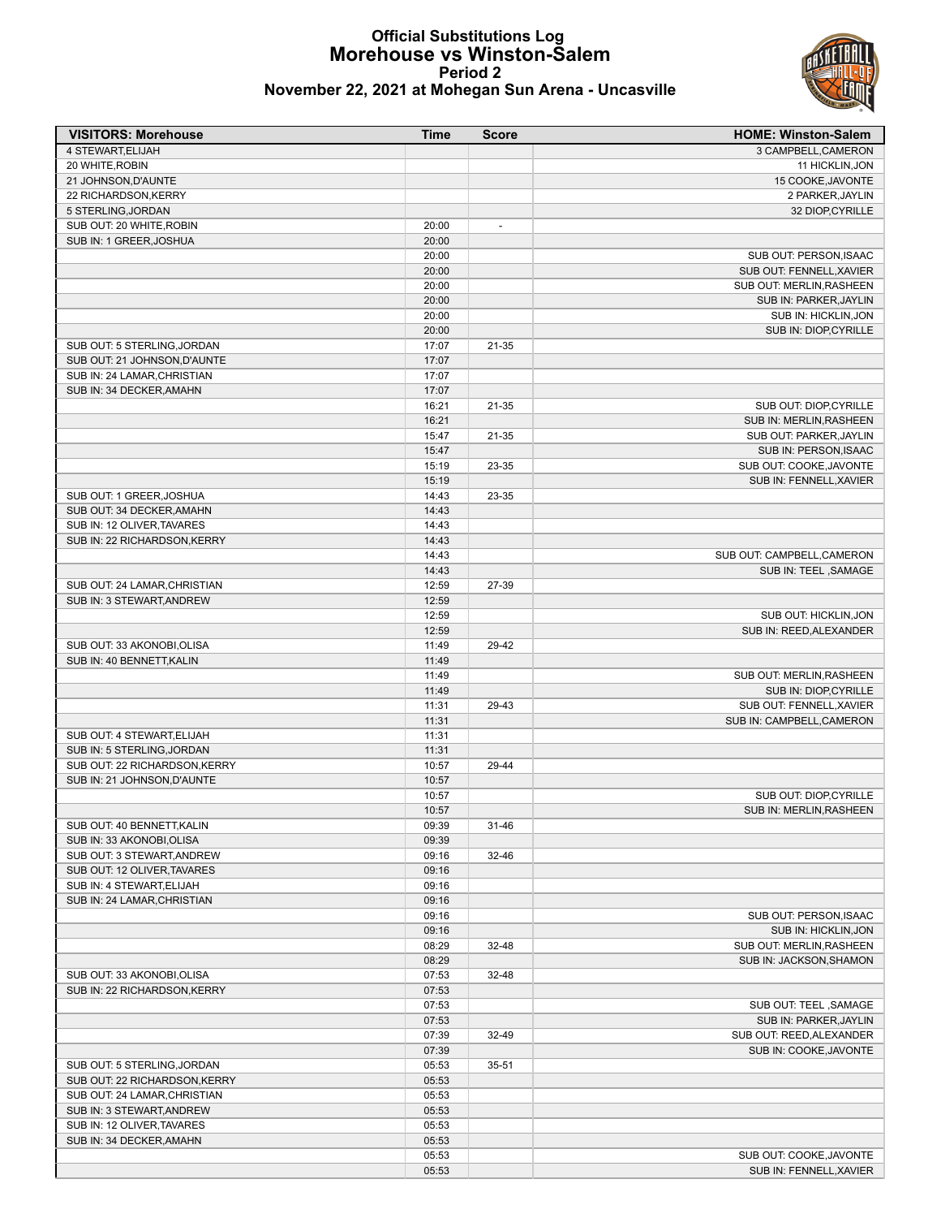# Official Substitutions Log
## Morehouse vs Winston-Salem
### Period 2
### November 22, 2021 at Mohegan Sun Arena - Uncasville

| VISITORS: Morehouse | Time | Score | HOME: Winston-Salem |
|---|---|---|---|
| 4 STEWART,ELIJAH | | | 3 CAMPBELL,CAMERON |
| 20 WHITE,ROBIN | | | 11 HICKLIN,JON |
| 21 JOHNSON,D'AUNTE | | | 15 COOKE,JAVONTE |
| 22 RICHARDSON,KERRY | | | 2 PARKER,JAYLIN |
| 5 STERLING,JORDAN | | | 32 DIOP,CYRILLE |
| SUB OUT: 20 WHITE,ROBIN | 20:00 | - | |
| SUB IN: 1 GREER,JOSHUA | 20:00 | | |
| | 20:00 | | SUB OUT: PERSON,ISAAC |
| | 20:00 | | SUB OUT: FENNELL,XAVIER |
| | 20:00 | | SUB OUT: MERLIN,RASHEEN |
| | 20:00 | | SUB IN: PARKER,JAYLIN |
| | 20:00 | | SUB IN: HICKLIN,JON |
| | 20:00 | | SUB IN: DIOP,CYRILLE |
| SUB OUT: 5 STERLING,JORDAN | 17:07 | 21-35 | |
| SUB OUT: 21 JOHNSON,D'AUNTE | 17:07 | | |
| SUB IN: 24 LAMAR,CHRISTIAN | 17:07 | | |
| SUB IN: 34 DECKER,AMAHN | 17:07 | | |
| | 16:21 | 21-35 | SUB OUT: DIOP,CYRILLE |
| | 16:21 | | SUB IN: MERLIN,RASHEEN |
| | 15:47 | 21-35 | SUB OUT: PARKER,JAYLIN |
| | 15:47 | | SUB IN: PERSON,ISAAC |
| | 15:19 | 23-35 | SUB OUT: COOKE,JAVONTE |
| | 15:19 | | SUB IN: FENNELL,XAVIER |
| SUB OUT: 1 GREER,JOSHUA | 14:43 | 23-35 | |
| SUB OUT: 34 DECKER,AMAHN | 14:43 | | |
| SUB IN: 12 OLIVER,TAVARES | 14:43 | | |
| SUB IN: 22 RICHARDSON,KERRY | 14:43 | | |
| | 14:43 | | SUB OUT: CAMPBELL,CAMERON |
| | 14:43 | | SUB IN: TEEL ,SAMAGE |
| SUB OUT: 24 LAMAR,CHRISTIAN | 12:59 | 27-39 | |
| SUB IN: 3 STEWART,ANDREW | 12:59 | | |
| | 12:59 | | SUB OUT: HICKLIN,JON |
| | 12:59 | | SUB IN: REED,ALEXANDER |
| SUB OUT: 33 AKONOBI,OLISA | 11:49 | 29-42 | |
| SUB IN: 40 BENNETT,KALIN | 11:49 | | |
| | 11:49 | | SUB OUT: MERLIN,RASHEEN |
| | 11:49 | | SUB IN: DIOP,CYRILLE |
| | 11:31 | 29-43 | SUB OUT: FENNELL,XAVIER |
| | 11:31 | | SUB IN: CAMPBELL,CAMERON |
| SUB OUT: 4 STEWART,ELIJAH | 11:31 | | |
| SUB IN: 5 STERLING,JORDAN | 11:31 | | |
| SUB OUT: 22 RICHARDSON,KERRY | 10:57 | 29-44 | |
| SUB IN: 21 JOHNSON,D'AUNTE | 10:57 | | |
| | 10:57 | | SUB OUT: DIOP,CYRILLE |
| | 10:57 | | SUB IN: MERLIN,RASHEEN |
| SUB OUT: 40 BENNETT,KALIN | 09:39 | 31-46 | |
| SUB IN: 33 AKONOBI,OLISA | 09:39 | | |
| SUB OUT: 3 STEWART,ANDREW | 09:16 | 32-46 | |
| SUB OUT: 12 OLIVER,TAVARES | 09:16 | | |
| SUB IN: 4 STEWART,ELIJAH | 09:16 | | |
| SUB IN: 24 LAMAR,CHRISTIAN | 09:16 | | |
| | 09:16 | | SUB OUT: PERSON,ISAAC |
| | 09:16 | | SUB IN: HICKLIN,JON |
| | 08:29 | 32-48 | SUB OUT: MERLIN,RASHEEN |
| | 08:29 | | SUB IN: JACKSON,SHAMON |
| SUB OUT: 33 AKONOBI,OLISA | 07:53 | 32-48 | |
| SUB IN: 22 RICHARDSON,KERRY | 07:53 | | |
| | 07:53 | | SUB OUT: TEEL ,SAMAGE |
| | 07:53 | | SUB IN: PARKER,JAYLIN |
| | 07:39 | 32-49 | SUB OUT: REED,ALEXANDER |
| | 07:39 | | SUB IN: COOKE,JAVONTE |
| SUB OUT: 5 STERLING,JORDAN | 05:53 | 35-51 | |
| SUB OUT: 22 RICHARDSON,KERRY | 05:53 | | |
| SUB OUT: 24 LAMAR,CHRISTIAN | 05:53 | | |
| SUB IN: 3 STEWART,ANDREW | 05:53 | | |
| SUB IN: 12 OLIVER,TAVARES | 05:53 | | |
| SUB IN: 34 DECKER,AMAHN | 05:53 | | |
| | 05:53 | | SUB OUT: COOKE,JAVONTE |
| | 05:53 | | SUB IN: FENNELL,XAVIER |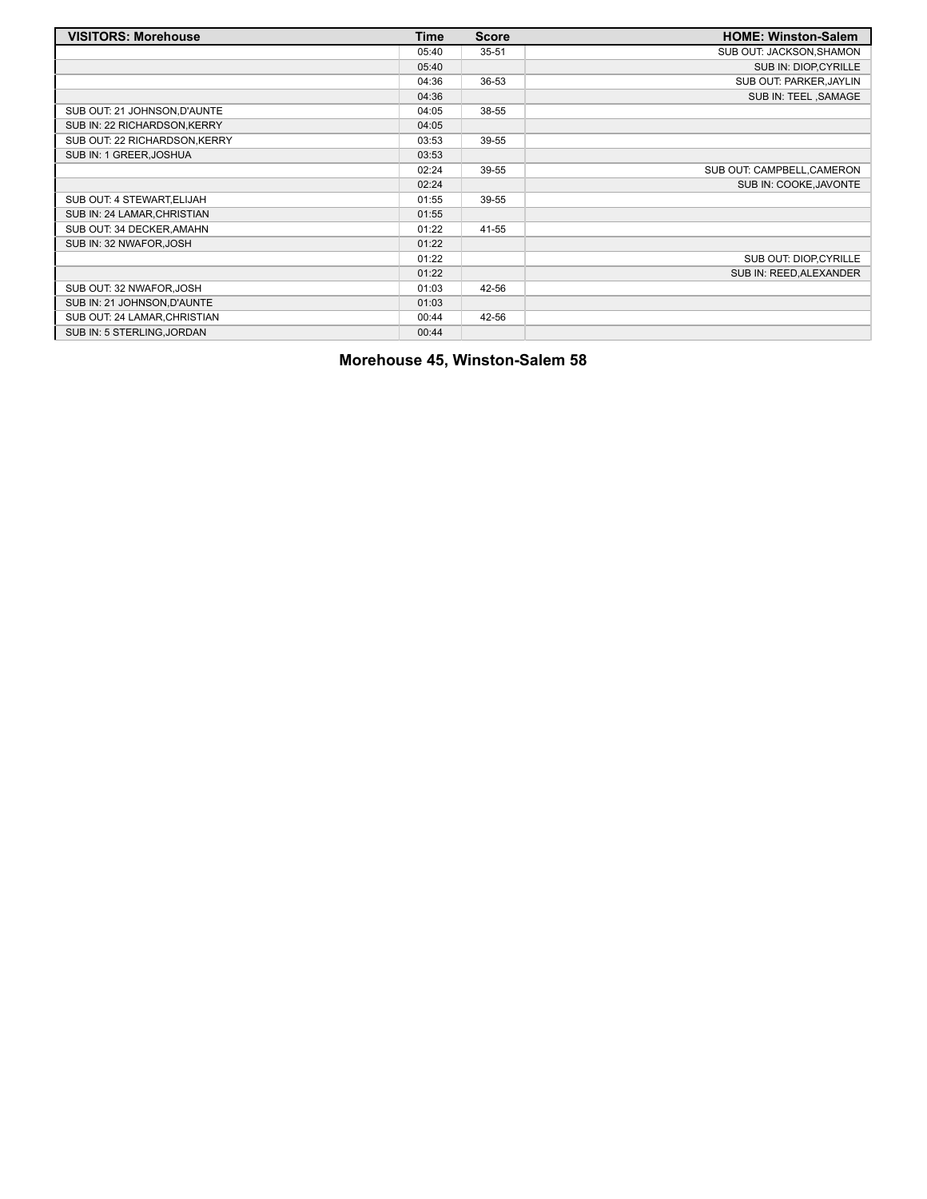| VISITORS: Morehouse | Time | Score | HOME: Winston-Salem |
|---|---|---|---|
| | 05:40 | 35-51 | SUB OUT: JACKSON,SHAMON |
| | 05:40 | | SUB IN: DIOP,CYRILLE |
| | 04:36 | 36-53 | SUB OUT: PARKER,JAYLIN |
| | 04:36 | | SUB IN: TEEL ,SAMAGE |
| SUB OUT: 21 JOHNSON,D'AUNTE | 04:05 | 38-55 | |
| SUB IN: 22 RICHARDSON,KERRY | 04:05 | | |
| SUB OUT: 22 RICHARDSON,KERRY | 03:53 | 39-55 | |
| SUB IN: 1 GREER,JOSHUA | 03:53 | | |
| | 02:24 | 39-55 | SUB OUT: CAMPBELL,CAMERON |
| | 02:24 | | SUB IN: COOKE,JAVONTE |
| SUB OUT: 4 STEWART,ELIJAH | 01:55 | 39-55 | |
| SUB IN: 24 LAMAR,CHRISTIAN | 01:55 | | |
| SUB OUT: 34 DECKER,AMAHN | 01:22 | 41-55 | |
| SUB IN: 32 NWAFOR,JOSH | 01:22 | | |
| | 01:22 | | SUB OUT: DIOP,CYRILLE |
| | 01:22 | | SUB IN: REED,ALEXANDER |
| SUB OUT: 32 NWAFOR,JOSH | 01:03 | 42-56 | |
| SUB IN: 21 JOHNSON,D'AUNTE | 01:03 | | |
| SUB OUT: 24 LAMAR,CHRISTIAN | 00:44 | 42-56 | |
| SUB IN: 5 STERLING,JORDAN | 00:44 | | |

**Morehouse 45, Winston-Salem 58**